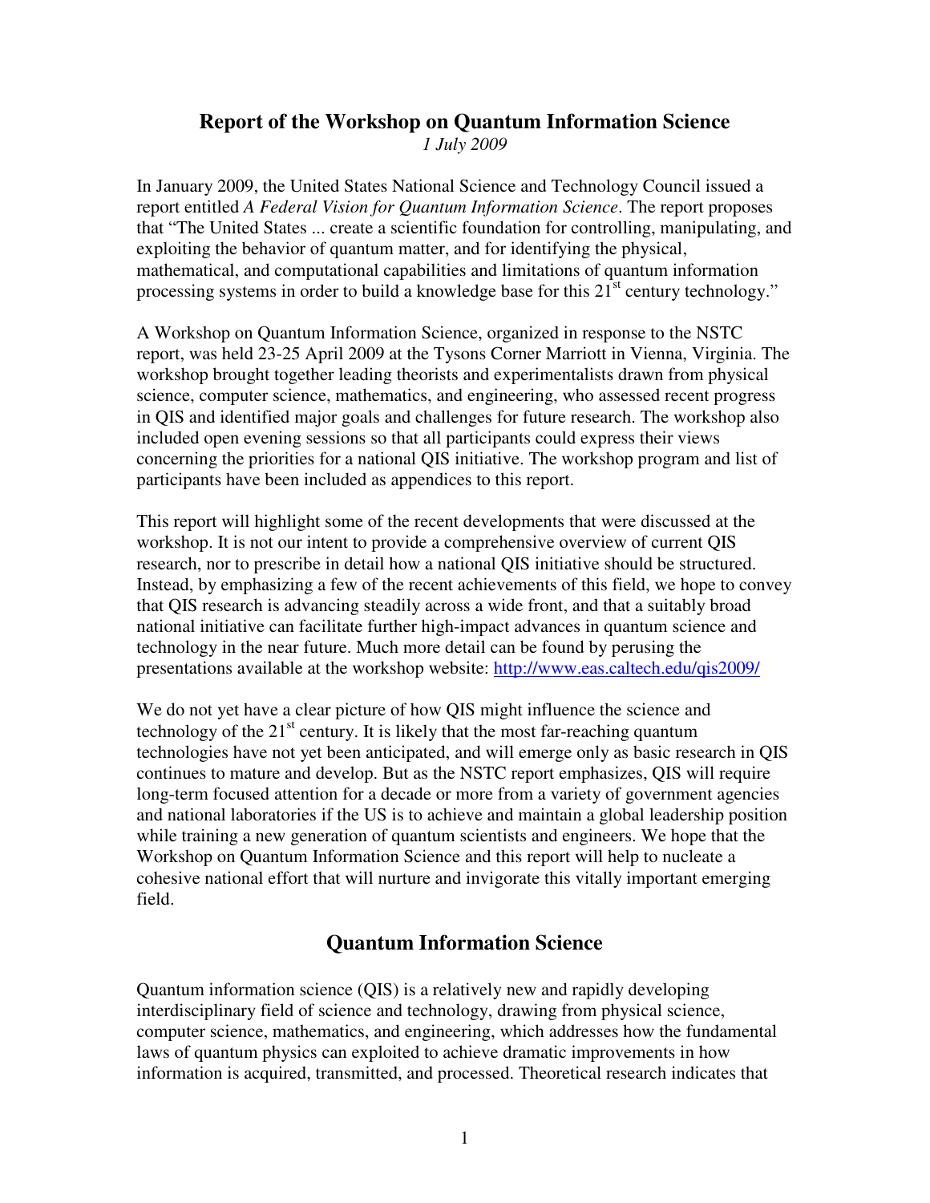# Report of the Workshop on Quantum Information Science

*1 July 2009*

In January 2009, the United States National Science and Technology Council issued a report entitled *A Federal Vision for Quantum Information Science*. The report proposes that "The United States ... create a scientific foundation for controlling, manipulating, and exploiting the behavior of quantum matter, and for identifying the physical, mathematical, and computational capabilities and limitations of quantum information processing systems in order to build a knowledge base for this 21st century technology."

A Workshop on Quantum Information Science, organized in response to the NSTC report, was held 23-25 April 2009 at the Tysons Corner Marriott in Vienna, Virginia. The workshop brought together leading theorists and experimentalists drawn from physical science, computer science, mathematics, and engineering, who assessed recent progress in QIS and identified major goals and challenges for future research. The workshop also included open evening sessions so that all participants could express their views concerning the priorities for a national QIS initiative. The workshop program and list of participants have been included as appendices to this report.

This report will highlight some of the recent developments that were discussed at the workshop. It is not our intent to provide a comprehensive overview of current QIS research, nor to prescribe in detail how a national QIS initiative should be structured. Instead, by emphasizing a few of the recent achievements of this field, we hope to convey that QIS research is advancing steadily across a wide front, and that a suitably broad national initiative can facilitate further high-impact advances in quantum science and technology in the near future. Much more detail can be found by perusing the presentations available at the workshop website: http://www.eas.caltech.edu/qis2009/

We do not yet have a clear picture of how QIS might influence the science and technology of the 21st century. It is likely that the most far-reaching quantum technologies have not yet been anticipated, and will emerge only as basic research in QIS continues to mature and develop. But as the NSTC report emphasizes, QIS will require long-term focused attention for a decade or more from a variety of government agencies and national laboratories if the US is to achieve and maintain a global leadership position while training a new generation of quantum scientists and engineers. We hope that the Workshop on Quantum Information Science and this report will help to nucleate a cohesive national effort that will nurture and invigorate this vitally important emerging field.

## Quantum Information Science

Quantum information science (QIS) is a relatively new and rapidly developing interdisciplinary field of science and technology, drawing from physical science, computer science, mathematics, and engineering, which addresses how the fundamental laws of quantum physics can exploited to achieve dramatic improvements in how information is acquired, transmitted, and processed. Theoretical research indicates that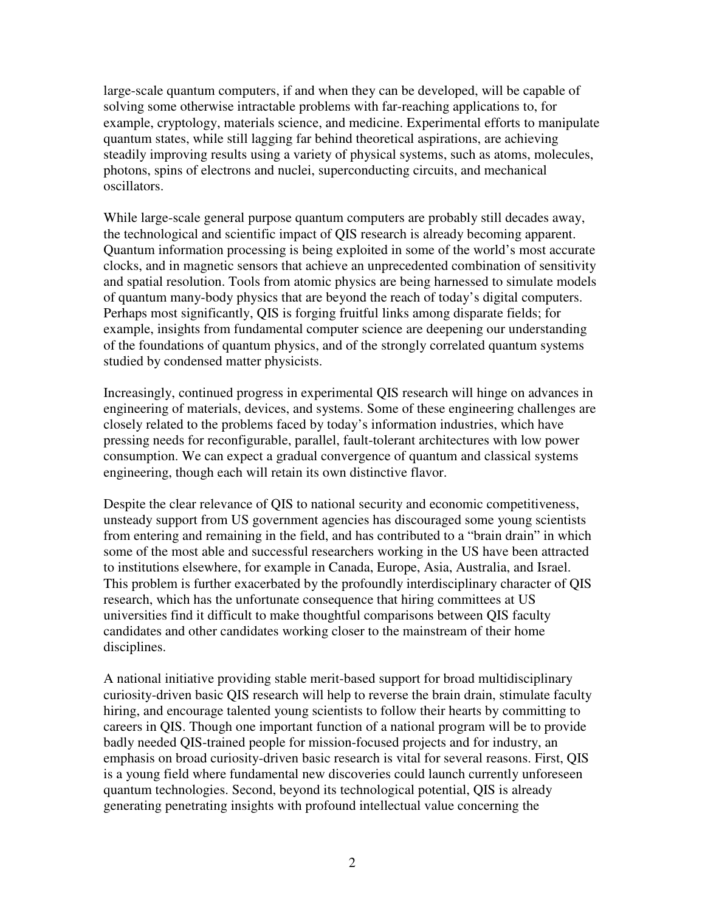large-scale quantum computers, if and when they can be developed, will be capable of solving some otherwise intractable problems with far-reaching applications to, for example, cryptology, materials science, and medicine. Experimental efforts to manipulate quantum states, while still lagging far behind theoretical aspirations, are achieving steadily improving results using a variety of physical systems, such as atoms, molecules, photons, spins of electrons and nuclei, superconducting circuits, and mechanical oscillators.

While large-scale general purpose quantum computers are probably still decades away, the technological and scientific impact of QIS research is already becoming apparent. Quantum information processing is being exploited in some of the world's most accurate clocks, and in magnetic sensors that achieve an unprecedented combination of sensitivity and spatial resolution. Tools from atomic physics are being harnessed to simulate models of quantum many-body physics that are beyond the reach of today's digital computers. Perhaps most significantly, QIS is forging fruitful links among disparate fields; for example, insights from fundamental computer science are deepening our understanding of the foundations of quantum physics, and of the strongly correlated quantum systems studied by condensed matter physicists.

Increasingly, continued progress in experimental QIS research will hinge on advances in engineering of materials, devices, and systems. Some of these engineering challenges are closely related to the problems faced by today's information industries, which have pressing needs for reconfigurable, parallel, fault-tolerant architectures with low power consumption. We can expect a gradual convergence of quantum and classical systems engineering, though each will retain its own distinctive flavor.

Despite the clear relevance of QIS to national security and economic competitiveness, unsteady support from US government agencies has discouraged some young scientists from entering and remaining in the field, and has contributed to a "brain drain" in which some of the most able and successful researchers working in the US have been attracted to institutions elsewhere, for example in Canada, Europe, Asia, Australia, and Israel. This problem is further exacerbated by the profoundly interdisciplinary character of QIS research, which has the unfortunate consequence that hiring committees at US universities find it difficult to make thoughtful comparisons between QIS faculty candidates and other candidates working closer to the mainstream of their home disciplines.

A national initiative providing stable merit-based support for broad multidisciplinary curiosity-driven basic QIS research will help to reverse the brain drain, stimulate faculty hiring, and encourage talented young scientists to follow their hearts by committing to careers in QIS. Though one important function of a national program will be to provide badly needed QIS-trained people for mission-focused projects and for industry, an emphasis on broad curiosity-driven basic research is vital for several reasons. First, QIS is a young field where fundamental new discoveries could launch currently unforeseen quantum technologies. Second, beyond its technological potential, QIS is already generating penetrating insights with profound intellectual value concerning the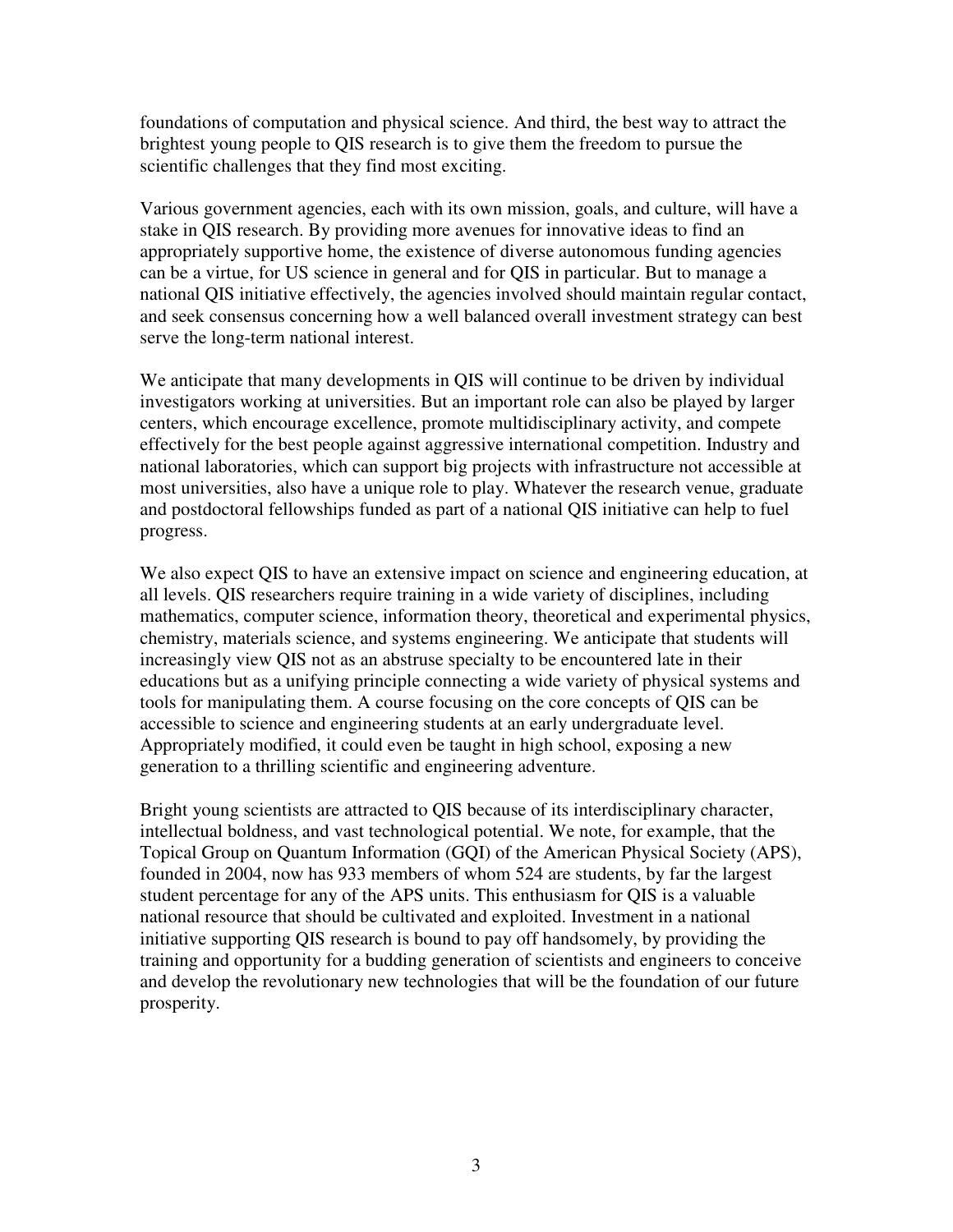foundations of computation and physical science. And third, the best way to attract the brightest young people to QIS research is to give them the freedom to pursue the scientific challenges that they find most exciting.

Various government agencies, each with its own mission, goals, and culture, will have a stake in QIS research. By providing more avenues for innovative ideas to find an appropriately supportive home, the existence of diverse autonomous funding agencies can be a virtue, for US science in general and for QIS in particular. But to manage a national QIS initiative effectively, the agencies involved should maintain regular contact, and seek consensus concerning how a well balanced overall investment strategy can best serve the long-term national interest.

We anticipate that many developments in QIS will continue to be driven by individual investigators working at universities. But an important role can also be played by larger centers, which encourage excellence, promote multidisciplinary activity, and compete effectively for the best people against aggressive international competition. Industry and national laboratories, which can support big projects with infrastructure not accessible at most universities, also have a unique role to play. Whatever the research venue, graduate and postdoctoral fellowships funded as part of a national QIS initiative can help to fuel progress.

We also expect QIS to have an extensive impact on science and engineering education, at all levels. QIS researchers require training in a wide variety of disciplines, including mathematics, computer science, information theory, theoretical and experimental physics, chemistry, materials science, and systems engineering. We anticipate that students will increasingly view QIS not as an abstruse specialty to be encountered late in their educations but as a unifying principle connecting a wide variety of physical systems and tools for manipulating them. A course focusing on the core concepts of QIS can be accessible to science and engineering students at an early undergraduate level. Appropriately modified, it could even be taught in high school, exposing a new generation to a thrilling scientific and engineering adventure.

Bright young scientists are attracted to QIS because of its interdisciplinary character, intellectual boldness, and vast technological potential. We note, for example, that the Topical Group on Quantum Information (GQI) of the American Physical Society (APS), founded in 2004, now has 933 members of whom 524 are students, by far the largest student percentage for any of the APS units. This enthusiasm for QIS is a valuable national resource that should be cultivated and exploited. Investment in a national initiative supporting QIS research is bound to pay off handsomely, by providing the training and opportunity for a budding generation of scientists and engineers to conceive and develop the revolutionary new technologies that will be the foundation of our future prosperity.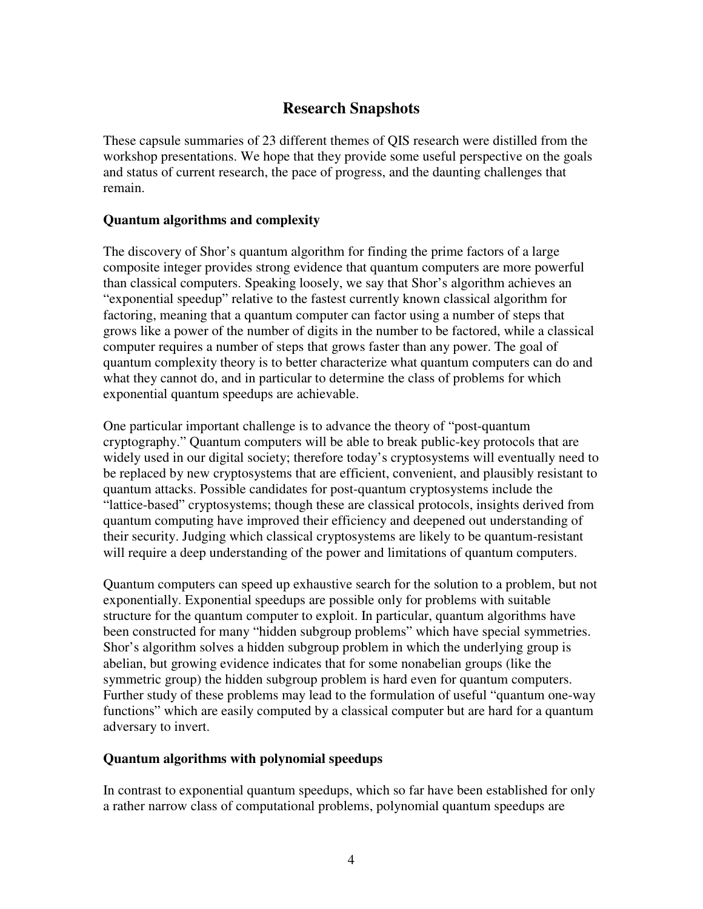## Research Snapshots

These capsule summaries of 23 different themes of QIS research were distilled from the workshop presentations. We hope that they provide some useful perspective on the goals and status of current research, the pace of progress, and the daunting challenges that remain.

### Quantum algorithms and complexity

The discovery of Shor's quantum algorithm for finding the prime factors of a large composite integer provides strong evidence that quantum computers are more powerful than classical computers. Speaking loosely, we say that Shor's algorithm achieves an "exponential speedup" relative to the fastest currently known classical algorithm for factoring, meaning that a quantum computer can factor using a number of steps that grows like a power of the number of digits in the number to be factored, while a classical computer requires a number of steps that grows faster than any power. The goal of quantum complexity theory is to better characterize what quantum computers can do and what they cannot do, and in particular to determine the class of problems for which exponential quantum speedups are achievable.

One particular important challenge is to advance the theory of "post-quantum cryptography." Quantum computers will be able to break public-key protocols that are widely used in our digital society; therefore today's cryptosystems will eventually need to be replaced by new cryptosystems that are efficient, convenient, and plausibly resistant to quantum attacks. Possible candidates for post-quantum cryptosystems include the "lattice-based" cryptosystems; though these are classical protocols, insights derived from quantum computing have improved their efficiency and deepened out understanding of their security. Judging which classical cryptosystems are likely to be quantum-resistant will require a deep understanding of the power and limitations of quantum computers.

Quantum computers can speed up exhaustive search for the solution to a problem, but not exponentially. Exponential speedups are possible only for problems with suitable structure for the quantum computer to exploit. In particular, quantum algorithms have been constructed for many "hidden subgroup problems" which have special symmetries. Shor's algorithm solves a hidden subgroup problem in which the underlying group is abelian, but growing evidence indicates that for some nonabelian groups (like the symmetric group) the hidden subgroup problem is hard even for quantum computers. Further study of these problems may lead to the formulation of useful "quantum one-way functions" which are easily computed by a classical computer but are hard for a quantum adversary to invert.

### Quantum algorithms with polynomial speedups

In contrast to exponential quantum speedups, which so far have been established for only a rather narrow class of computational problems, polynomial quantum speedups are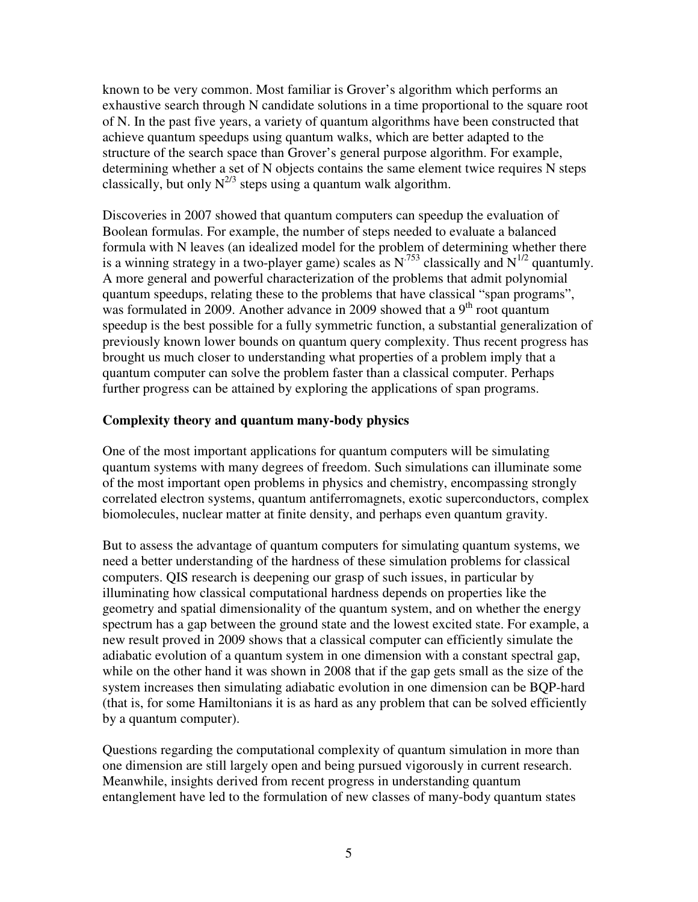known to be very common. Most familiar is Grover's algorithm which performs an exhaustive search through N candidate solutions in a time proportional to the square root of N. In the past five years, a variety of quantum algorithms have been constructed that achieve quantum speedups using quantum walks, which are better adapted to the structure of the search space than Grover's general purpose algorithm. For example, determining whether a set of N objects contains the same element twice requires N steps classically, but only $N^{2/3}$ steps using a quantum walk algorithm.

Discoveries in 2007 showed that quantum computers can speedup the evaluation of Boolean formulas. For example, the number of steps needed to evaluate a balanced formula with N leaves (an idealized model for the problem of determining whether there is a winning strategy in a two-player game) scales as $N^{.753}$ classically and $N^{1/2}$ quantumly. A more general and powerful characterization of the problems that admit polynomial quantum speedups, relating these to the problems that have classical "span programs", was formulated in 2009. Another advance in 2009 showed that a 9<sup>th</sup> root quantum speedup is the best possible for a fully symmetric function, a substantial generalization of previously known lower bounds on quantum query complexity. Thus recent progress has brought us much closer to understanding what properties of a problem imply that a quantum computer can solve the problem faster than a classical computer. Perhaps further progress can be attained by exploring the applications of span programs.

**Complexity theory and quantum many-body physics**

One of the most important applications for quantum computers will be simulating quantum systems with many degrees of freedom. Such simulations can illuminate some of the most important open problems in physics and chemistry, encompassing strongly correlated electron systems, quantum antiferromagnets, exotic superconductors, complex biomolecules, nuclear matter at finite density, and perhaps even quantum gravity.

But to assess the advantage of quantum computers for simulating quantum systems, we need a better understanding of the hardness of these simulation problems for classical computers. QIS research is deepening our grasp of such issues, in particular by illuminating how classical computational hardness depends on properties like the geometry and spatial dimensionality of the quantum system, and on whether the energy spectrum has a gap between the ground state and the lowest excited state. For example, a new result proved in 2009 shows that a classical computer can efficiently simulate the adiabatic evolution of a quantum system in one dimension with a constant spectral gap, while on the other hand it was shown in 2008 that if the gap gets small as the size of the system increases then simulating adiabatic evolution in one dimension can be BQP-hard (that is, for some Hamiltonians it is as hard as any problem that can be solved efficiently by a quantum computer).

Questions regarding the computational complexity of quantum simulation in more than one dimension are still largely open and being pursued vigorously in current research. Meanwhile, insights derived from recent progress in understanding quantum entanglement have led to the formulation of new classes of many-body quantum states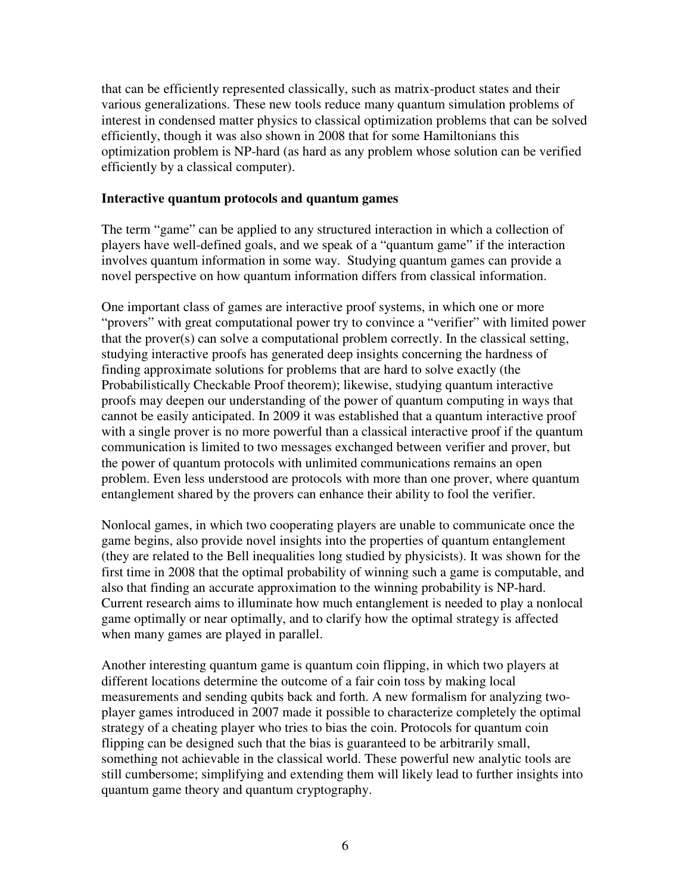that can be efficiently represented classically, such as matrix-product states and their various generalizations. These new tools reduce many quantum simulation problems of interest in condensed matter physics to classical optimization problems that can be solved efficiently, though it was also shown in 2008 that for some Hamiltonians this optimization problem is NP-hard (as hard as any problem whose solution can be verified efficiently by a classical computer).

**Interactive quantum protocols and quantum games**

The term "game" can be applied to any structured interaction in which a collection of players have well-defined goals, and we speak of a "quantum game" if the interaction involves quantum information in some way. Studying quantum games can provide a novel perspective on how quantum information differs from classical information.

One important class of games are interactive proof systems, in which one or more "provers" with great computational power try to convince a "verifier" with limited power that the prover(s) can solve a computational problem correctly. In the classical setting, studying interactive proofs has generated deep insights concerning the hardness of finding approximate solutions for problems that are hard to solve exactly (the Probabilistically Checkable Proof theorem); likewise, studying quantum interactive proofs may deepen our understanding of the power of quantum computing in ways that cannot be easily anticipated. In 2009 it was established that a quantum interactive proof with a single prover is no more powerful than a classical interactive proof if the quantum communication is limited to two messages exchanged between verifier and prover, but the power of quantum protocols with unlimited communications remains an open problem. Even less understood are protocols with more than one prover, where quantum entanglement shared by the provers can enhance their ability to fool the verifier.

Nonlocal games, in which two cooperating players are unable to communicate once the game begins, also provide novel insights into the properties of quantum entanglement (they are related to the Bell inequalities long studied by physicists). It was shown for the first time in 2008 that the optimal probability of winning such a game is computable, and also that finding an accurate approximation to the winning probability is NP-hard. Current research aims to illuminate how much entanglement is needed to play a nonlocal game optimally or near optimally, and to clarify how the optimal strategy is affected when many games are played in parallel.

Another interesting quantum game is quantum coin flipping, in which two players at different locations determine the outcome of a fair coin toss by making local measurements and sending qubits back and forth. A new formalism for analyzing two-player games introduced in 2007 made it possible to characterize completely the optimal strategy of a cheating player who tries to bias the coin. Protocols for quantum coin flipping can be designed such that the bias is guaranteed to be arbitrarily small, something not achievable in the classical world. These powerful new analytic tools are still cumbersome; simplifying and extending them will likely lead to further insights into quantum game theory and quantum cryptography.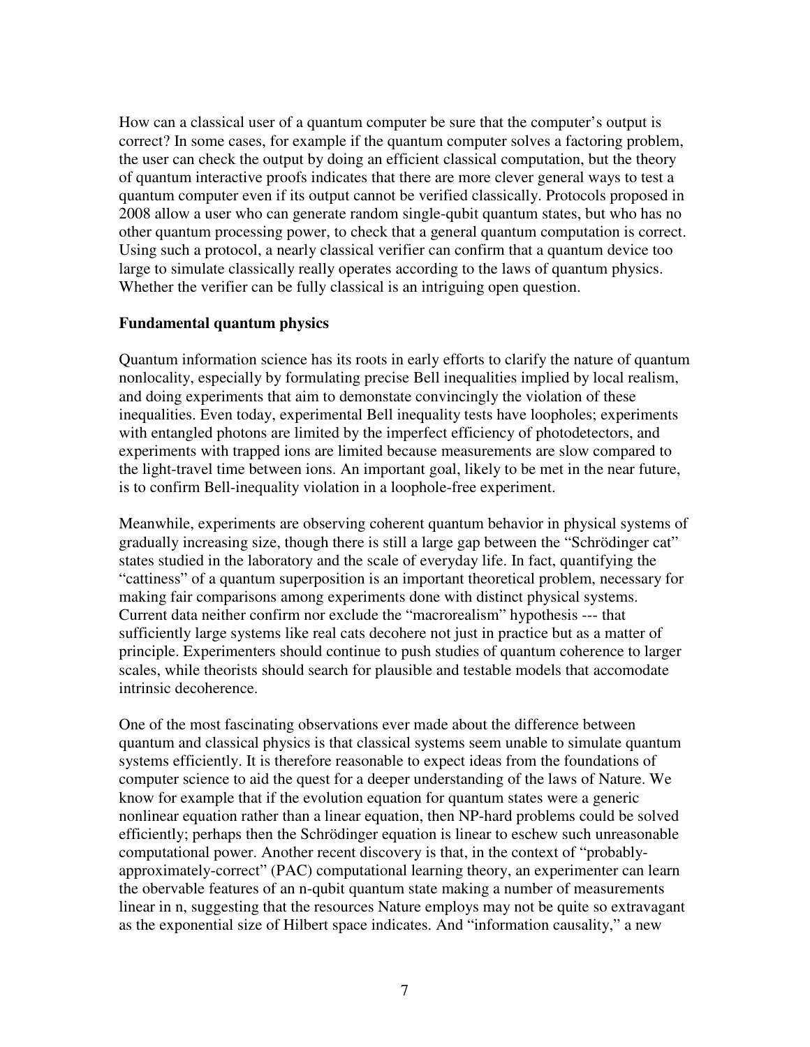How can a classical user of a quantum computer be sure that the computer's output is correct? In some cases, for example if the quantum computer solves a factoring problem, the user can check the output by doing an efficient classical computation, but the theory of quantum interactive proofs indicates that there are more clever general ways to test a quantum computer even if its output cannot be verified classically. Protocols proposed in 2008 allow a user who can generate random single-qubit quantum states, but who has no other quantum processing power, to check that a general quantum computation is correct. Using such a protocol, a nearly classical verifier can confirm that a quantum device too large to simulate classically really operates according to the laws of quantum physics. Whether the verifier can be fully classical is an intriguing open question.

**Fundamental quantum physics**

Quantum information science has its roots in early efforts to clarify the nature of quantum nonlocality, especially by formulating precise Bell inequalities implied by local realism, and doing experiments that aim to demonstate convincingly the violation of these inequalities. Even today, experimental Bell inequality tests have loopholes; experiments with entangled photons are limited by the imperfect efficiency of photodetectors, and experiments with trapped ions are limited because measurements are slow compared to the light-travel time between ions. An important goal, likely to be met in the near future, is to confirm Bell-inequality violation in a loophole-free experiment.

Meanwhile, experiments are observing coherent quantum behavior in physical systems of gradually increasing size, though there is still a large gap between the "Schrödinger cat" states studied in the laboratory and the scale of everyday life. In fact, quantifying the "cattiness" of a quantum superposition is an important theoretical problem, necessary for making fair comparisons among experiments done with distinct physical systems. Current data neither confirm nor exclude the "macrorealism" hypothesis --- that sufficiently large systems like real cats decohere not just in practice but as a matter of principle. Experimenters should continue to push studies of quantum coherence to larger scales, while theorists should search for plausible and testable models that accomodate intrinsic decoherence.

One of the most fascinating observations ever made about the difference between quantum and classical physics is that classical systems seem unable to simulate quantum systems efficiently. It is therefore reasonable to expect ideas from the foundations of computer science to aid the quest for a deeper understanding of the laws of Nature. We know for example that if the evolution equation for quantum states were a generic nonlinear equation rather than a linear equation, then NP-hard problems could be solved efficiently; perhaps then the Schrödinger equation is linear to eschew such unreasonable computational power. Another recent discovery is that, in the context of "probably-approximately-correct" (PAC) computational learning theory, an experimenter can learn the obervable features of an n-qubit quantum state making a number of measurements linear in n, suggesting that the resources Nature employs may not be quite so extravagant as the exponential size of Hilbert space indicates. And "information causality," a new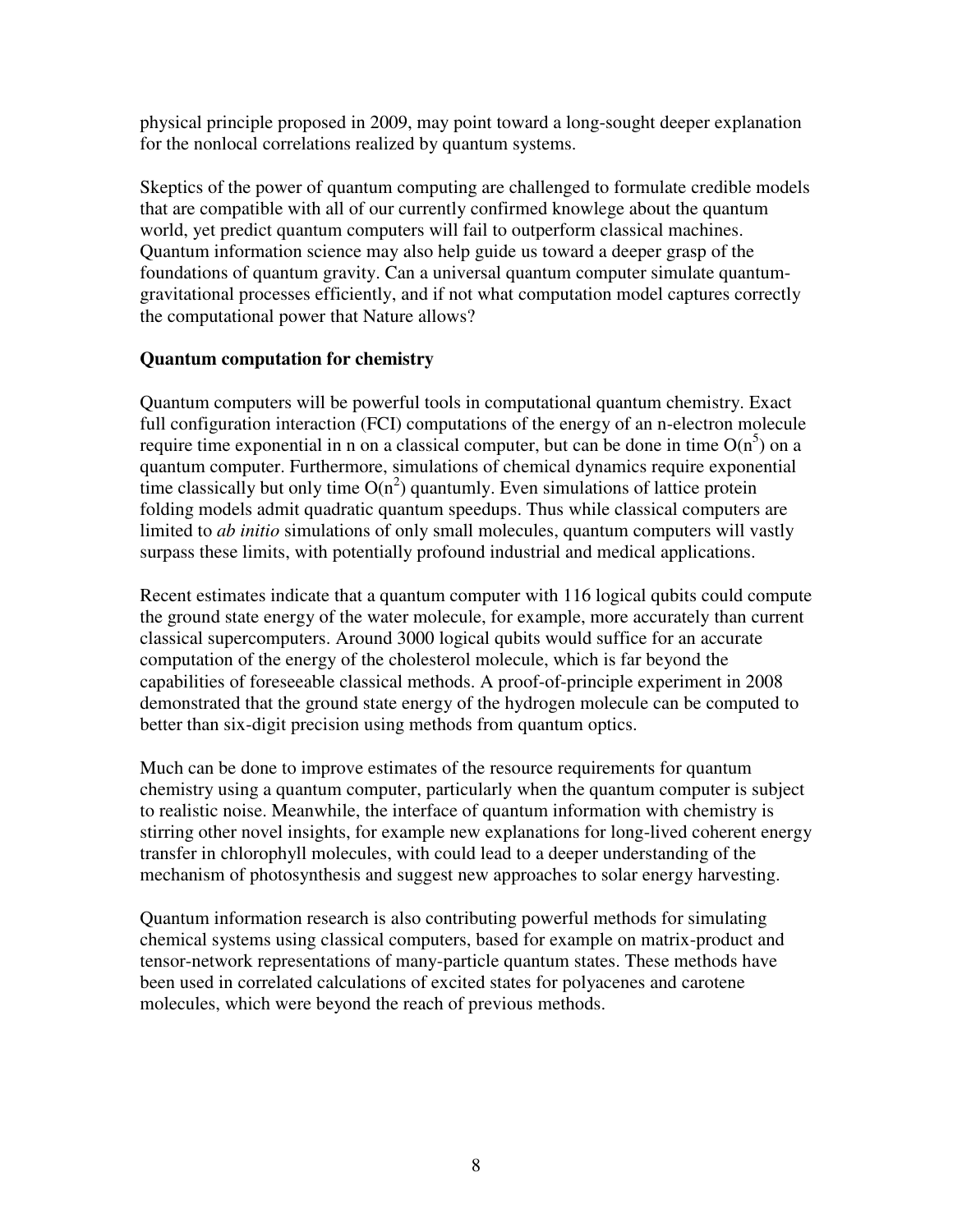physical principle proposed in 2009, may point toward a long-sought deeper explanation for the nonlocal correlations realized by quantum systems.

Skeptics of the power of quantum computing are challenged to formulate credible models that are compatible with all of our currently confirmed knowlege about the quantum world, yet predict quantum computers will fail to outperform classical machines. Quantum information science may also help guide us toward a deeper grasp of the foundations of quantum gravity. Can a universal quantum computer simulate quantum-gravitational processes efficiently, and if not what computation model captures correctly the computational power that Nature allows?

**Quantum computation for chemistry**

Quantum computers will be powerful tools in computational quantum chemistry. Exact full configuration interaction (FCI) computations of the energy of an n-electron molecule require time exponential in n on a classical computer, but can be done in time $O(n^5)$ on a quantum computer. Furthermore, simulations of chemical dynamics require exponential time classically but only time $O(n^2)$ quantumly. Even simulations of lattice protein folding models admit quadratic quantum speedups. Thus while classical computers are limited to *ab initio* simulations of only small molecules, quantum computers will vastly surpass these limits, with potentially profound industrial and medical applications.

Recent estimates indicate that a quantum computer with 116 logical qubits could compute the ground state energy of the water molecule, for example, more accurately than current classical supercomputers. Around 3000 logical qubits would suffice for an accurate computation of the energy of the cholesterol molecule, which is far beyond the capabilities of foreseeable classical methods. A proof-of-principle experiment in 2008 demonstrated that the ground state energy of the hydrogen molecule can be computed to better than six-digit precision using methods from quantum optics.

Much can be done to improve estimates of the resource requirements for quantum chemistry using a quantum computer, particularly when the quantum computer is subject to realistic noise. Meanwhile, the interface of quantum information with chemistry is stirring other novel insights, for example new explanations for long-lived coherent energy transfer in chlorophyll molecules, with could lead to a deeper understanding of the mechanism of photosynthesis and suggest new approaches to solar energy harvesting.

Quantum information research is also contributing powerful methods for simulating chemical systems using classical computers, based for example on matrix-product and tensor-network representations of many-particle quantum states. These methods have been used in correlated calculations of excited states for polyacenes and carotene molecules, which were beyond the reach of previous methods.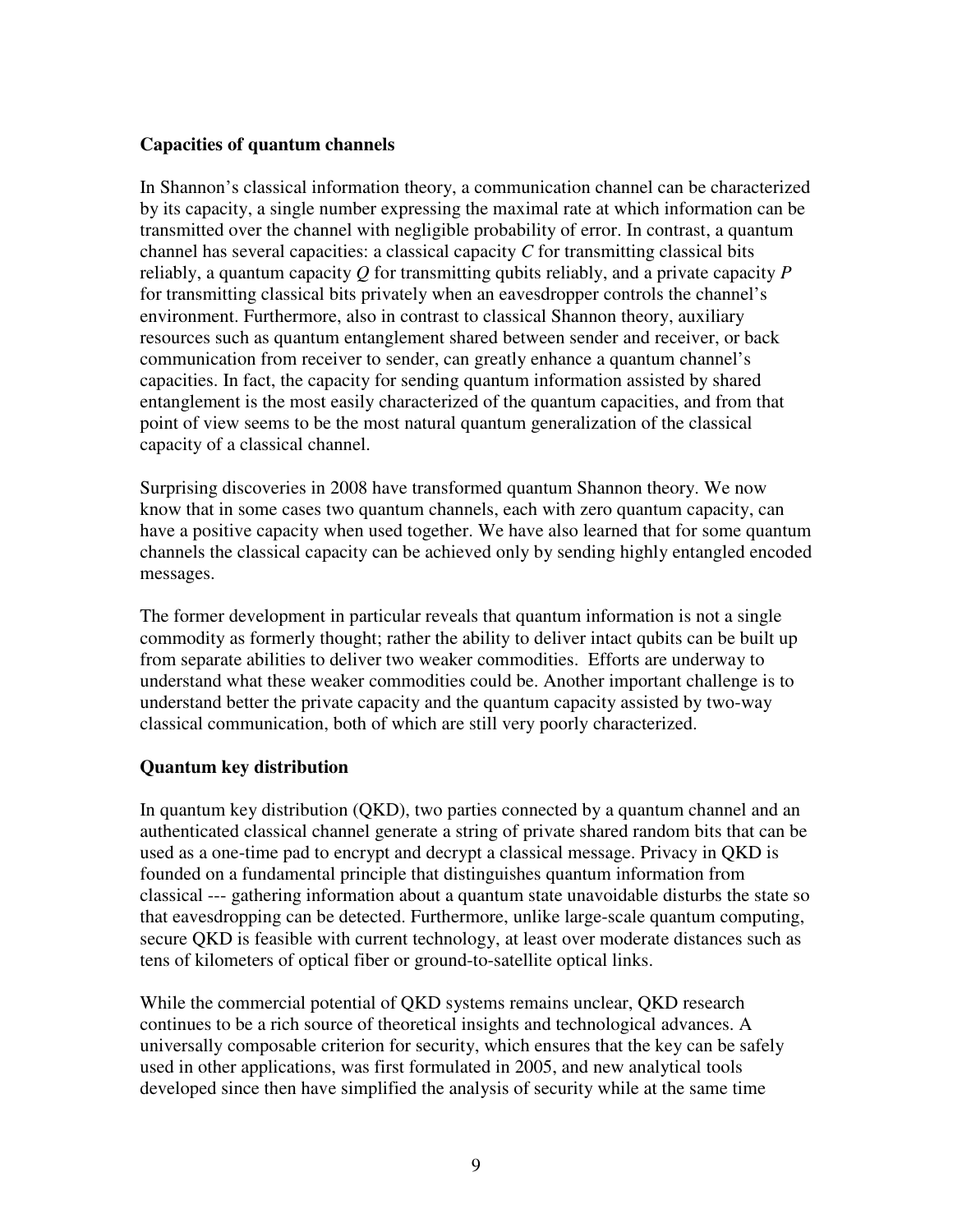**Capacities of quantum channels**

In Shannon's classical information theory, a communication channel can be characterized by its capacity, a single number expressing the maximal rate at which information can be transmitted over the channel with negligible probability of error. In contrast, a quantum channel has several capacities: a classical capacity $C$ for transmitting classical bits reliably, a quantum capacity $Q$ for transmitting qubits reliably, and a private capacity $P$ for transmitting classical bits privately when an eavesdropper controls the channel's environment. Furthermore, also in contrast to classical Shannon theory, auxiliary resources such as quantum entanglement shared between sender and receiver, or back communication from receiver to sender, can greatly enhance a quantum channel's capacities. In fact, the capacity for sending quantum information assisted by shared entanglement is the most easily characterized of the quantum capacities, and from that point of view seems to be the most natural quantum generalization of the classical capacity of a classical channel.

Surprising discoveries in 2008 have transformed quantum Shannon theory. We now know that in some cases two quantum channels, each with zero quantum capacity, can have a positive capacity when used together. We have also learned that for some quantum channels the classical capacity can be achieved only by sending highly entangled encoded messages.

The former development in particular reveals that quantum information is not a single commodity as formerly thought; rather the ability to deliver intact qubits can be built up from separate abilities to deliver two weaker commodities. Efforts are underway to understand what these weaker commodities could be. Another important challenge is to understand better the private capacity and the quantum capacity assisted by two-way classical communication, both of which are still very poorly characterized.

**Quantum key distribution**

In quantum key distribution (QKD), two parties connected by a quantum channel and an authenticated classical channel generate a string of private shared random bits that can be used as a one-time pad to encrypt and decrypt a classical message. Privacy in QKD is founded on a fundamental principle that distinguishes quantum information from classical --- gathering information about a quantum state unavoidable disturbs the state so that eavesdropping can be detected. Furthermore, unlike large-scale quantum computing, secure QKD is feasible with current technology, at least over moderate distances such as tens of kilometers of optical fiber or ground-to-satellite optical links.

While the commercial potential of QKD systems remains unclear, QKD research continues to be a rich source of theoretical insights and technological advances. A universally composable criterion for security, which ensures that the key can be safely used in other applications, was first formulated in 2005, and new analytical tools developed since then have simplified the analysis of security while at the same time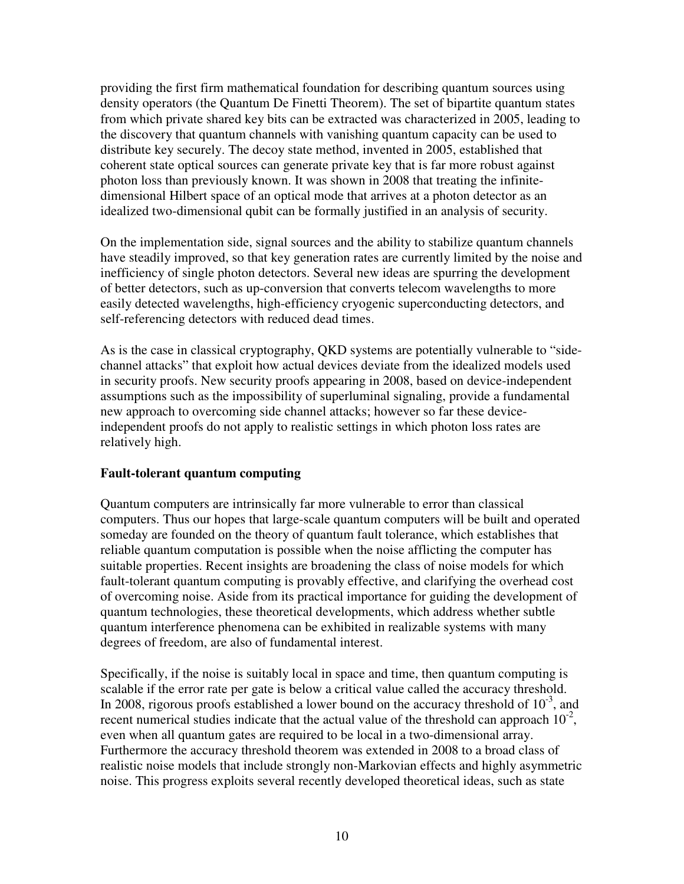providing the first firm mathematical foundation for describing quantum sources using density operators (the Quantum De Finetti Theorem). The set of bipartite quantum states from which private shared key bits can be extracted was characterized in 2005, leading to the discovery that quantum channels with vanishing quantum capacity can be used to distribute key securely. The decoy state method, invented in 2005, established that coherent state optical sources can generate private key that is far more robust against photon loss than previously known. It was shown in 2008 that treating the infinite-dimensional Hilbert space of an optical mode that arrives at a photon detector as an idealized two-dimensional qubit can be formally justified in an analysis of security.

On the implementation side, signal sources and the ability to stabilize quantum channels have steadily improved, so that key generation rates are currently limited by the noise and inefficiency of single photon detectors. Several new ideas are spurring the development of better detectors, such as up-conversion that converts telecom wavelengths to more easily detected wavelengths, high-efficiency cryogenic superconducting detectors, and self-referencing detectors with reduced dead times.

As is the case in classical cryptography, QKD systems are potentially vulnerable to "side-channel attacks" that exploit how actual devices deviate from the idealized models used in security proofs. New security proofs appearing in 2008, based on device-independent assumptions such as the impossibility of superluminal signaling, provide a fundamental new approach to overcoming side channel attacks; however so far these device-independent proofs do not apply to realistic settings in which photon loss rates are relatively high.

**Fault-tolerant quantum computing**

Quantum computers are intrinsically far more vulnerable to error than classical computers. Thus our hopes that large-scale quantum computers will be built and operated someday are founded on the theory of quantum fault tolerance, which establishes that reliable quantum computation is possible when the noise afflicting the computer has suitable properties. Recent insights are broadening the class of noise models for which fault-tolerant quantum computing is provably effective, and clarifying the overhead cost of overcoming noise. Aside from its practical importance for guiding the development of quantum technologies, these theoretical developments, which address whether subtle quantum interference phenomena can be exhibited in realizable systems with many degrees of freedom, are also of fundamental interest.

Specifically, if the noise is suitably local in space and time, then quantum computing is scalable if the error rate per gate is below a critical value called the accuracy threshold. In 2008, rigorous proofs established a lower bound on the accuracy threshold of $10^{-3}$, and recent numerical studies indicate that the actual value of the threshold can approach $10^{-2}$, even when all quantum gates are required to be local in a two-dimensional array. Furthermore the accuracy threshold theorem was extended in 2008 to a broad class of realistic noise models that include strongly non-Markovian effects and highly asymmetric noise. This progress exploits several recently developed theoretical ideas, such as state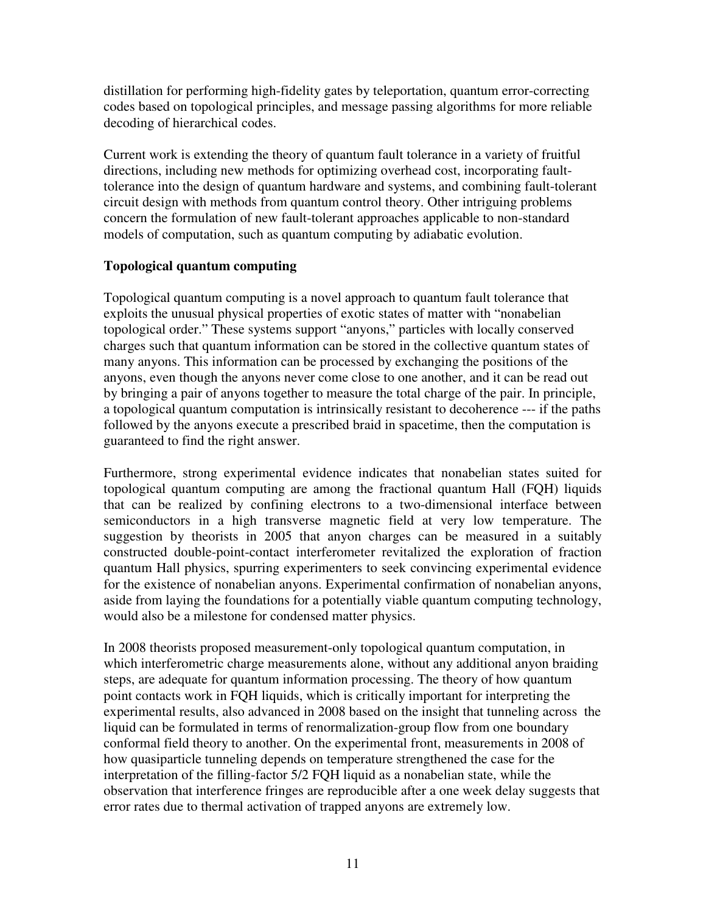distillation for performing high-fidelity gates by teleportation, quantum error-correcting codes based on topological principles, and message passing algorithms for more reliable decoding of hierarchical codes.

Current work is extending the theory of quantum fault tolerance in a variety of fruitful directions, including new methods for optimizing overhead cost, incorporating fault-tolerance into the design of quantum hardware and systems, and combining fault-tolerant circuit design with methods from quantum control theory. Other intriguing problems concern the formulation of new fault-tolerant approaches applicable to non-standard models of computation, such as quantum computing by adiabatic evolution.

**Topological quantum computing**

Topological quantum computing is a novel approach to quantum fault tolerance that exploits the unusual physical properties of exotic states of matter with "nonabelian topological order." These systems support "anyons," particles with locally conserved charges such that quantum information can be stored in the collective quantum states of many anyons. This information can be processed by exchanging the positions of the anyons, even though the anyons never come close to one another, and it can be read out by bringing a pair of anyons together to measure the total charge of the pair. In principle, a topological quantum computation is intrinsically resistant to decoherence --- if the paths followed by the anyons execute a prescribed braid in spacetime, then the computation is guaranteed to find the right answer.

Furthermore, strong experimental evidence indicates that nonabelian states suited for topological quantum computing are among the fractional quantum Hall (FQH) liquids that can be realized by confining electrons to a two-dimensional interface between semiconductors in a high transverse magnetic field at very low temperature. The suggestion by theorists in 2005 that anyon charges can be measured in a suitably constructed double-point-contact interferometer revitalized the exploration of fraction quantum Hall physics, spurring experimenters to seek convincing experimental evidence for the existence of nonabelian anyons. Experimental confirmation of nonabelian anyons, aside from laying the foundations for a potentially viable quantum computing technology, would also be a milestone for condensed matter physics.

In 2008 theorists proposed measurement-only topological quantum computation, in which interferometric charge measurements alone, without any additional anyon braiding steps, are adequate for quantum information processing. The theory of how quantum point contacts work in FQH liquids, which is critically important for interpreting the experimental results, also advanced in 2008 based on the insight that tunneling across the liquid can be formulated in terms of renormalization-group flow from one boundary conformal field theory to another. On the experimental front, measurements in 2008 of how quasiparticle tunneling depends on temperature strengthened the case for the interpretation of the filling-factor 5/2 FQH liquid as a nonabelian state, while the observation that interference fringes are reproducible after a one week delay suggests that error rates due to thermal activation of trapped anyons are extremely low.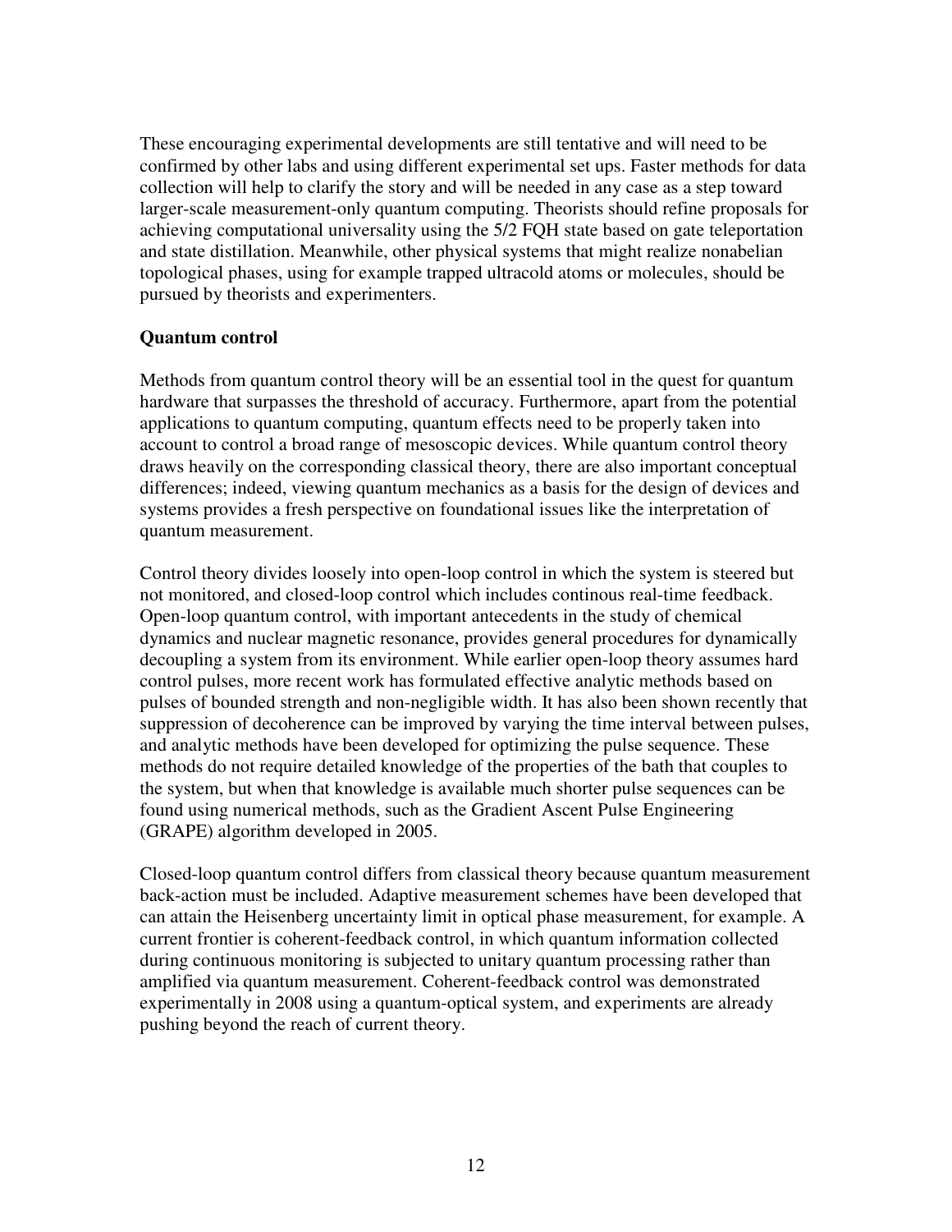These encouraging experimental developments are still tentative and will need to be confirmed by other labs and using different experimental set ups. Faster methods for data collection will help to clarify the story and will be needed in any case as a step toward larger-scale measurement-only quantum computing. Theorists should refine proposals for achieving computational universality using the 5/2 FQH state based on gate teleportation and state distillation. Meanwhile, other physical systems that might realize nonabelian topological phases, using for example trapped ultracold atoms or molecules, should be pursued by theorists and experimenters.

**Quantum control**

Methods from quantum control theory will be an essential tool in the quest for quantum hardware that surpasses the threshold of accuracy. Furthermore, apart from the potential applications to quantum computing, quantum effects need to be properly taken into account to control a broad range of mesoscopic devices. While quantum control theory draws heavily on the corresponding classical theory, there are also important conceptual differences; indeed, viewing quantum mechanics as a basis for the design of devices and systems provides a fresh perspective on foundational issues like the interpretation of quantum measurement.

Control theory divides loosely into open-loop control in which the system is steered but not monitored, and closed-loop control which includes continous real-time feedback. Open-loop quantum control, with important antecedents in the study of chemical dynamics and nuclear magnetic resonance, provides general procedures for dynamically decoupling a system from its environment. While earlier open-loop theory assumes hard control pulses, more recent work has formulated effective analytic methods based on pulses of bounded strength and non-negligible width. It has also been shown recently that suppression of decoherence can be improved by varying the time interval between pulses, and analytic methods have been developed for optimizing the pulse sequence. These methods do not require detailed knowledge of the properties of the bath that couples to the system, but when that knowledge is available much shorter pulse sequences can be found using numerical methods, such as the Gradient Ascent Pulse Engineering (GRAPE) algorithm developed in 2005.

Closed-loop quantum control differs from classical theory because quantum measurement back-action must be included. Adaptive measurement schemes have been developed that can attain the Heisenberg uncertainty limit in optical phase measurement, for example. A current frontier is coherent-feedback control, in which quantum information collected during continuous monitoring is subjected to unitary quantum processing rather than amplified via quantum measurement. Coherent-feedback control was demonstrated experimentally in 2008 using a quantum-optical system, and experiments are already pushing beyond the reach of current theory.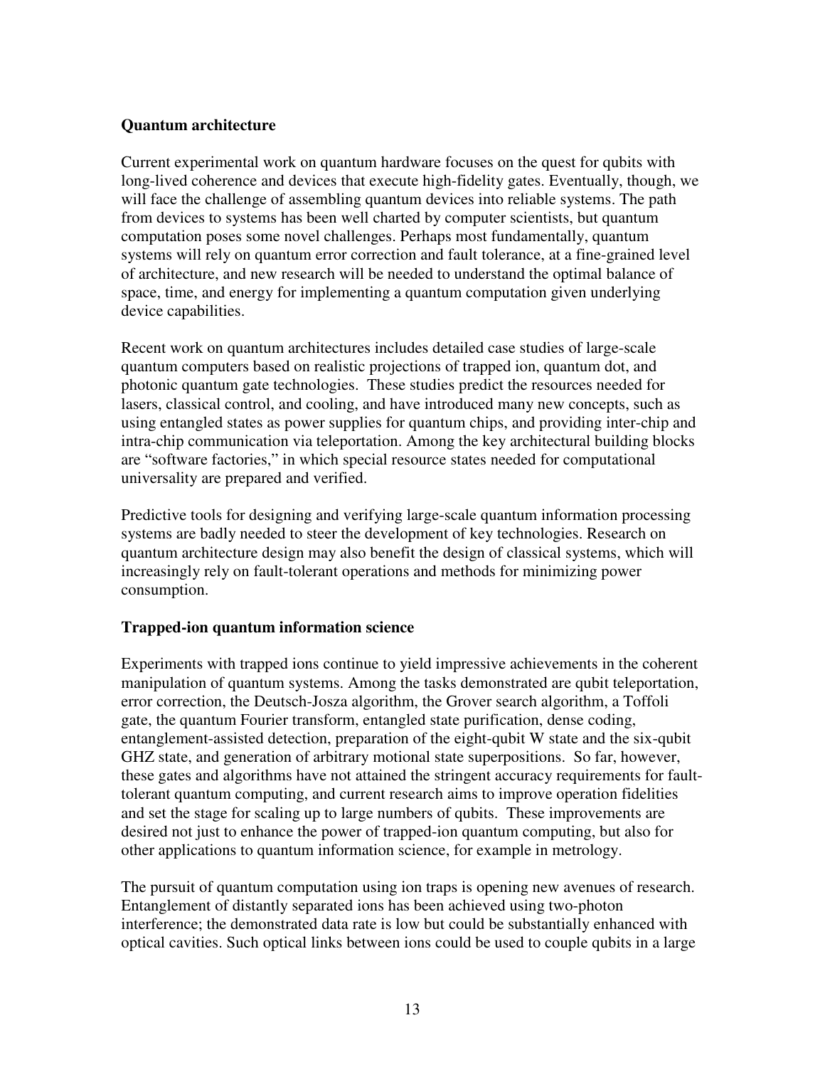**Quantum architecture**

Current experimental work on quantum hardware focuses on the quest for qubits with long-lived coherence and devices that execute high-fidelity gates. Eventually, though, we will face the challenge of assembling quantum devices into reliable systems. The path from devices to systems has been well charted by computer scientists, but quantum computation poses some novel challenges. Perhaps most fundamentally, quantum systems will rely on quantum error correction and fault tolerance, at a fine-grained level of architecture, and new research will be needed to understand the optimal balance of space, time, and energy for implementing a quantum computation given underlying device capabilities.

Recent work on quantum architectures includes detailed case studies of large-scale quantum computers based on realistic projections of trapped ion, quantum dot, and photonic quantum gate technologies. These studies predict the resources needed for lasers, classical control, and cooling, and have introduced many new concepts, such as using entangled states as power supplies for quantum chips, and providing inter-chip and intra-chip communication via teleportation. Among the key architectural building blocks are "software factories," in which special resource states needed for computational universality are prepared and verified.

Predictive tools for designing and verifying large-scale quantum information processing systems are badly needed to steer the development of key technologies. Research on quantum architecture design may also benefit the design of classical systems, which will increasingly rely on fault-tolerant operations and methods for minimizing power consumption.

**Trapped-ion quantum information science**

Experiments with trapped ions continue to yield impressive achievements in the coherent manipulation of quantum systems. Among the tasks demonstrated are qubit teleportation, error correction, the Deutsch-Josza algorithm, the Grover search algorithm, a Toffoli gate, the quantum Fourier transform, entangled state purification, dense coding, entanglement-assisted detection, preparation of the eight-qubit W state and the six-qubit GHZ state, and generation of arbitrary motional state superpositions. So far, however, these gates and algorithms have not attained the stringent accuracy requirements for fault-tolerant quantum computing, and current research aims to improve operation fidelities and set the stage for scaling up to large numbers of qubits. These improvements are desired not just to enhance the power of trapped-ion quantum computing, but also for other applications to quantum information science, for example in metrology.

The pursuit of quantum computation using ion traps is opening new avenues of research. Entanglement of distantly separated ions has been achieved using two-photon interference; the demonstrated data rate is low but could be substantially enhanced with optical cavities. Such optical links between ions could be used to couple qubits in a large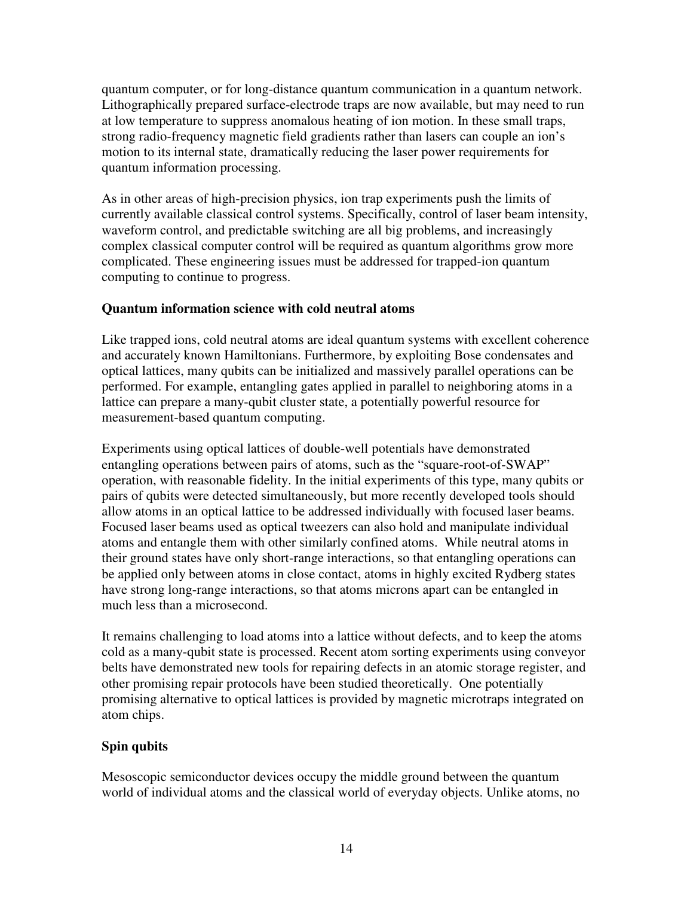quantum computer, or for long-distance quantum communication in a quantum network. Lithographically prepared surface-electrode traps are now available, but may need to run at low temperature to suppress anomalous heating of ion motion. In these small traps, strong radio-frequency magnetic field gradients rather than lasers can couple an ion's motion to its internal state, dramatically reducing the laser power requirements for quantum information processing.

As in other areas of high-precision physics, ion trap experiments push the limits of currently available classical control systems. Specifically, control of laser beam intensity, waveform control, and predictable switching are all big problems, and increasingly complex classical computer control will be required as quantum algorithms grow more complicated. These engineering issues must be addressed for trapped-ion quantum computing to continue to progress.

**Quantum information science with cold neutral atoms**

Like trapped ions, cold neutral atoms are ideal quantum systems with excellent coherence and accurately known Hamiltonians. Furthermore, by exploiting Bose condensates and optical lattices, many qubits can be initialized and massively parallel operations can be performed. For example, entangling gates applied in parallel to neighboring atoms in a lattice can prepare a many-qubit cluster state, a potentially powerful resource for measurement-based quantum computing.

Experiments using optical lattices of double-well potentials have demonstrated entangling operations between pairs of atoms, such as the "square-root-of-SWAP" operation, with reasonable fidelity. In the initial experiments of this type, many qubits or pairs of qubits were detected simultaneously, but more recently developed tools should allow atoms in an optical lattice to be addressed individually with focused laser beams. Focused laser beams used as optical tweezers can also hold and manipulate individual atoms and entangle them with other similarly confined atoms. While neutral atoms in their ground states have only short-range interactions, so that entangling operations can be applied only between atoms in close contact, atoms in highly excited Rydberg states have strong long-range interactions, so that atoms microns apart can be entangled in much less than a microsecond.

It remains challenging to load atoms into a lattice without defects, and to keep the atoms cold as a many-qubit state is processed. Recent atom sorting experiments using conveyor belts have demonstrated new tools for repairing defects in an atomic storage register, and other promising repair protocols have been studied theoretically. One potentially promising alternative to optical lattices is provided by magnetic microtraps integrated on atom chips.

**Spin qubits**

Mesoscopic semiconductor devices occupy the middle ground between the quantum world of individual atoms and the classical world of everyday objects. Unlike atoms, no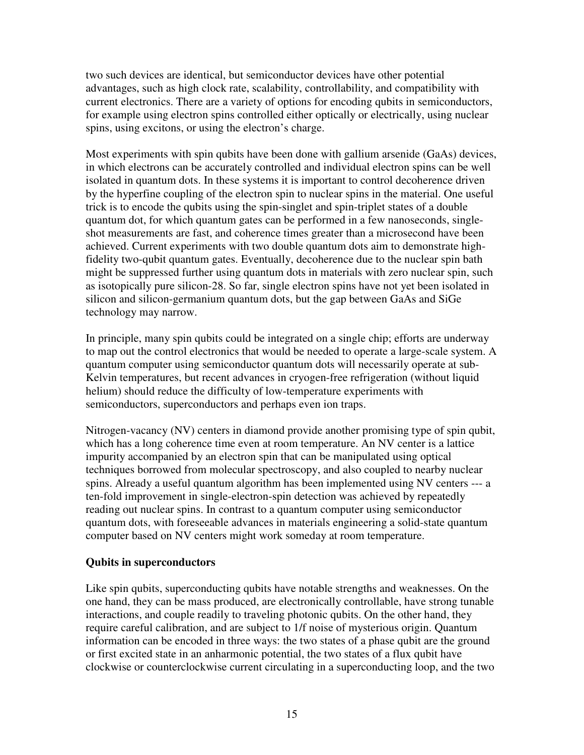two such devices are identical, but semiconductor devices have other potential advantages, such as high clock rate, scalability, controllability, and compatibility with current electronics. There are a variety of options for encoding qubits in semiconductors, for example using electron spins controlled either optically or electrically, using nuclear spins, using excitons, or using the electron's charge.

Most experiments with spin qubits have been done with gallium arsenide (GaAs) devices, in which electrons can be accurately controlled and individual electron spins can be well isolated in quantum dots. In these systems it is important to control decoherence driven by the hyperfine coupling of the electron spin to nuclear spins in the material. One useful trick is to encode the qubits using the spin-singlet and spin-triplet states of a double quantum dot, for which quantum gates can be performed in a few nanoseconds, single-shot measurements are fast, and coherence times greater than a microsecond have been achieved. Current experiments with two double quantum dots aim to demonstrate high-fidelity two-qubit quantum gates. Eventually, decoherence due to the nuclear spin bath might be suppressed further using quantum dots in materials with zero nuclear spin, such as isotopically pure silicon-28. So far, single electron spins have not yet been isolated in silicon and silicon-germanium quantum dots, but the gap between GaAs and SiGe technology may narrow.

In principle, many spin qubits could be integrated on a single chip; efforts are underway to map out the control electronics that would be needed to operate a large-scale system. A quantum computer using semiconductor quantum dots will necessarily operate at sub-Kelvin temperatures, but recent advances in cryogen-free refrigeration (without liquid helium) should reduce the difficulty of low-temperature experiments with semiconductors, superconductors and perhaps even ion traps.

Nitrogen-vacancy (NV) centers in diamond provide another promising type of spin qubit, which has a long coherence time even at room temperature. An NV center is a lattice impurity accompanied by an electron spin that can be manipulated using optical techniques borrowed from molecular spectroscopy, and also coupled to nearby nuclear spins. Already a useful quantum algorithm has been implemented using NV centers --- a ten-fold improvement in single-electron-spin detection was achieved by repeatedly reading out nuclear spins. In contrast to a quantum computer using semiconductor quantum dots, with foreseeable advances in materials engineering a solid-state quantum computer based on NV centers might work someday at room temperature.

### Qubits in superconductors

Like spin qubits, superconducting qubits have notable strengths and weaknesses. On the one hand, they can be mass produced, are electronically controllable, have strong tunable interactions, and couple readily to traveling photonic qubits. On the other hand, they require careful calibration, and are subject to 1/f noise of mysterious origin. Quantum information can be encoded in three ways: the two states of a phase qubit are the ground or first excited state in an anharmonic potential, the two states of a flux qubit have clockwise or counterclockwise current circulating in a superconducting loop, and the two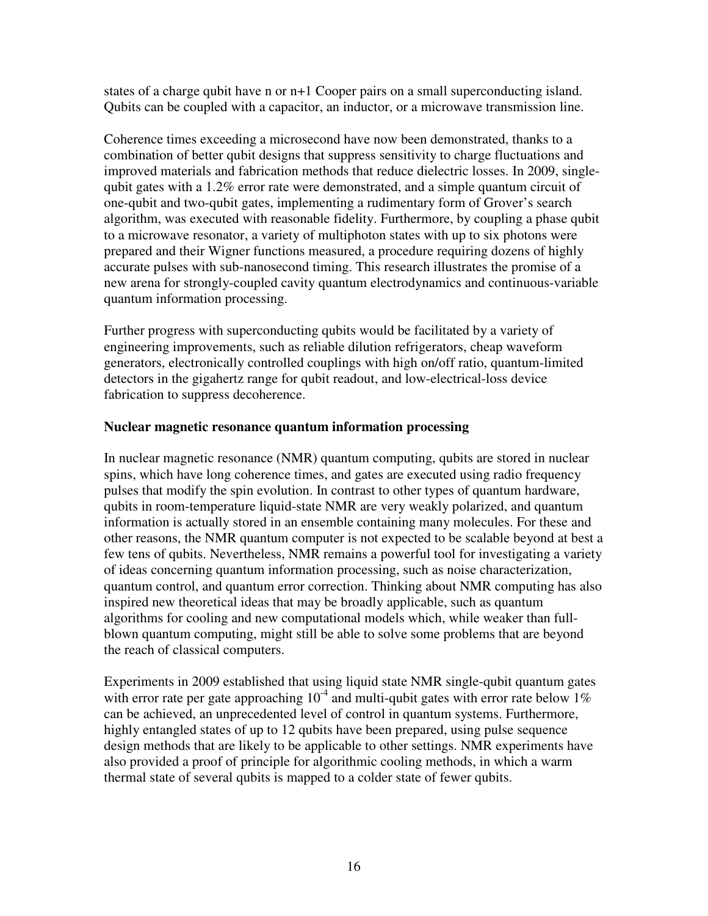states of a charge qubit have n or n+1 Cooper pairs on a small superconducting island. Qubits can be coupled with a capacitor, an inductor, or a microwave transmission line.

Coherence times exceeding a microsecond have now been demonstrated, thanks to a combination of better qubit designs that suppress sensitivity to charge fluctuations and improved materials and fabrication methods that reduce dielectric losses. In 2009, single-qubit gates with a 1.2% error rate were demonstrated, and a simple quantum circuit of one-qubit and two-qubit gates, implementing a rudimentary form of Grover's search algorithm, was executed with reasonable fidelity. Furthermore, by coupling a phase qubit to a microwave resonator, a variety of multiphoton states with up to six photons were prepared and their Wigner functions measured, a procedure requiring dozens of highly accurate pulses with sub-nanosecond timing. This research illustrates the promise of a new arena for strongly-coupled cavity quantum electrodynamics and continuous-variable quantum information processing.

Further progress with superconducting qubits would be facilitated by a variety of engineering improvements, such as reliable dilution refrigerators, cheap waveform generators, electronically controlled couplings with high on/off ratio, quantum-limited detectors in the gigahertz range for qubit readout, and low-electrical-loss device fabrication to suppress decoherence.

**Nuclear magnetic resonance quantum information processing**

In nuclear magnetic resonance (NMR) quantum computing, qubits are stored in nuclear spins, which have long coherence times, and gates are executed using radio frequency pulses that modify the spin evolution. In contrast to other types of quantum hardware, qubits in room-temperature liquid-state NMR are very weakly polarized, and quantum information is actually stored in an ensemble containing many molecules. For these and other reasons, the NMR quantum computer is not expected to be scalable beyond at best a few tens of qubits. Nevertheless, NMR remains a powerful tool for investigating a variety of ideas concerning quantum information processing, such as noise characterization, quantum control, and quantum error correction. Thinking about NMR computing has also inspired new theoretical ideas that may be broadly applicable, such as quantum algorithms for cooling and new computational models which, while weaker than full-blown quantum computing, might still be able to solve some problems that are beyond the reach of classical computers.

Experiments in 2009 established that using liquid state NMR single-qubit quantum gates with error rate per gate approaching $10^{-4}$ and multi-qubit gates with error rate below 1% can be achieved, an unprecedented level of control in quantum systems. Furthermore, highly entangled states of up to 12 qubits have been prepared, using pulse sequence design methods that are likely to be applicable to other settings. NMR experiments have also provided a proof of principle for algorithmic cooling methods, in which a warm thermal state of several qubits is mapped to a colder state of fewer qubits.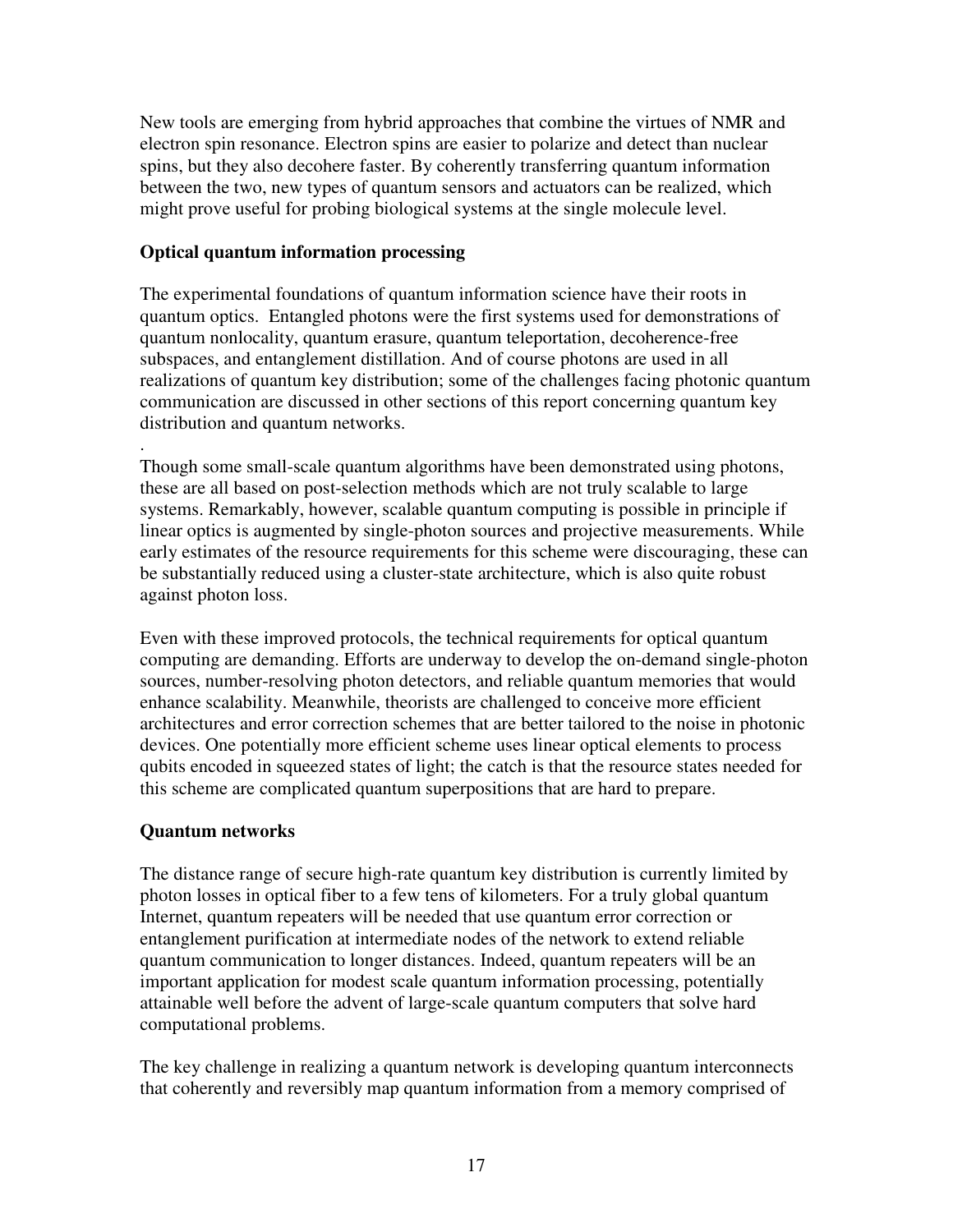New tools are emerging from hybrid approaches that combine the virtues of NMR and electron spin resonance. Electron spins are easier to polarize and detect than nuclear spins, but they also decohere faster. By coherently transferring quantum information between the two, new types of quantum sensors and actuators can be realized, which might prove useful for probing biological systems at the single molecule level.

### Optical quantum information processing

The experimental foundations of quantum information science have their roots in quantum optics. Entangled photons were the first systems used for demonstrations of quantum nonlocality, quantum erasure, quantum teleportation, decoherence-free subspaces, and entanglement distillation. And of course photons are used in all realizations of quantum key distribution; some of the challenges facing photonic quantum communication are discussed in other sections of this report concerning quantum key distribution and quantum networks.

Though some small-scale quantum algorithms have been demonstrated using photons, these are all based on post-selection methods which are not truly scalable to large systems. Remarkably, however, scalable quantum computing is possible in principle if linear optics is augmented by single-photon sources and projective measurements. While early estimates of the resource requirements for this scheme were discouraging, these can be substantially reduced using a cluster-state architecture, which is also quite robust against photon loss.

Even with these improved protocols, the technical requirements for optical quantum computing are demanding. Efforts are underway to develop the on-demand single-photon sources, number-resolving photon detectors, and reliable quantum memories that would enhance scalability. Meanwhile, theorists are challenged to conceive more efficient architectures and error correction schemes that are better tailored to the noise in photonic devices. One potentially more efficient scheme uses linear optical elements to process qubits encoded in squeezed states of light; the catch is that the resource states needed for this scheme are complicated quantum superpositions that are hard to prepare.

### Quantum networks

The distance range of secure high-rate quantum key distribution is currently limited by photon losses in optical fiber to a few tens of kilometers. For a truly global quantum Internet, quantum repeaters will be needed that use quantum error correction or entanglement purification at intermediate nodes of the network to extend reliable quantum communication to longer distances. Indeed, quantum repeaters will be an important application for modest scale quantum information processing, potentially attainable well before the advent of large-scale quantum computers that solve hard computational problems.

The key challenge in realizing a quantum network is developing quantum interconnects that coherently and reversibly map quantum information from a memory comprised of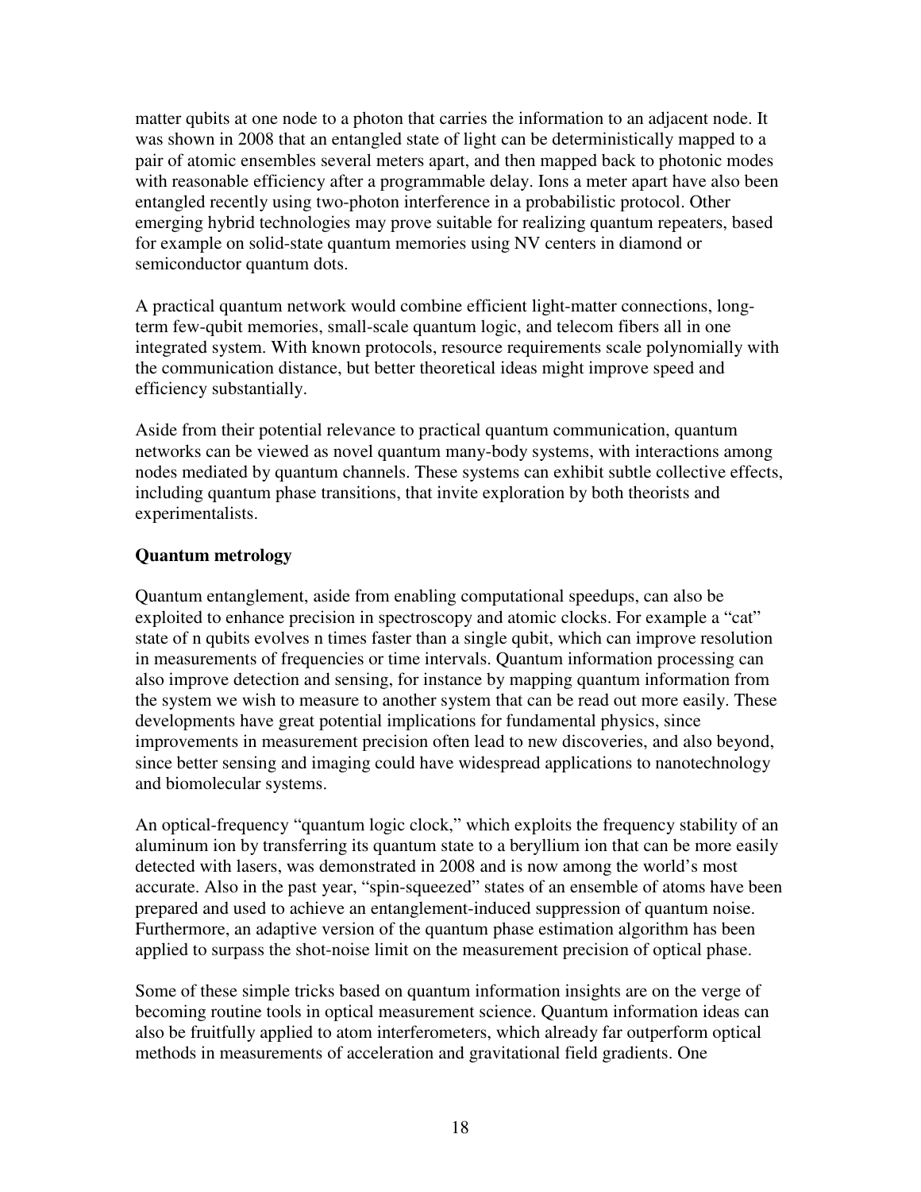matter qubits at one node to a photon that carries the information to an adjacent node. It was shown in 2008 that an entangled state of light can be deterministically mapped to a pair of atomic ensembles several meters apart, and then mapped back to photonic modes with reasonable efficiency after a programmable delay. Ions a meter apart have also been entangled recently using two-photon interference in a probabilistic protocol. Other emerging hybrid technologies may prove suitable for realizing quantum repeaters, based for example on solid-state quantum memories using NV centers in diamond or semiconductor quantum dots.

A practical quantum network would combine efficient light-matter connections, long-term few-qubit memories, small-scale quantum logic, and telecom fibers all in one integrated system. With known protocols, resource requirements scale polynomially with the communication distance, but better theoretical ideas might improve speed and efficiency substantially.

Aside from their potential relevance to practical quantum communication, quantum networks can be viewed as novel quantum many-body systems, with interactions among nodes mediated by quantum channels. These systems can exhibit subtle collective effects, including quantum phase transitions, that invite exploration by both theorists and experimentalists.

**Quantum metrology**

Quantum entanglement, aside from enabling computational speedups, can also be exploited to enhance precision in spectroscopy and atomic clocks. For example a "cat" state of n qubits evolves n times faster than a single qubit, which can improve resolution in measurements of frequencies or time intervals. Quantum information processing can also improve detection and sensing, for instance by mapping quantum information from the system we wish to measure to another system that can be read out more easily. These developments have great potential implications for fundamental physics, since improvements in measurement precision often lead to new discoveries, and also beyond, since better sensing and imaging could have widespread applications to nanotechnology and biomolecular systems.

An optical-frequency "quantum logic clock," which exploits the frequency stability of an aluminum ion by transferring its quantum state to a beryllium ion that can be more easily detected with lasers, was demonstrated in 2008 and is now among the world's most accurate. Also in the past year, "spin-squeezed" states of an ensemble of atoms have been prepared and used to achieve an entanglement-induced suppression of quantum noise. Furthermore, an adaptive version of the quantum phase estimation algorithm has been applied to surpass the shot-noise limit on the measurement precision of optical phase.

Some of these simple tricks based on quantum information insights are on the verge of becoming routine tools in optical measurement science. Quantum information ideas can also be fruitfully applied to atom interferometers, which already far outperform optical methods in measurements of acceleration and gravitational field gradients. One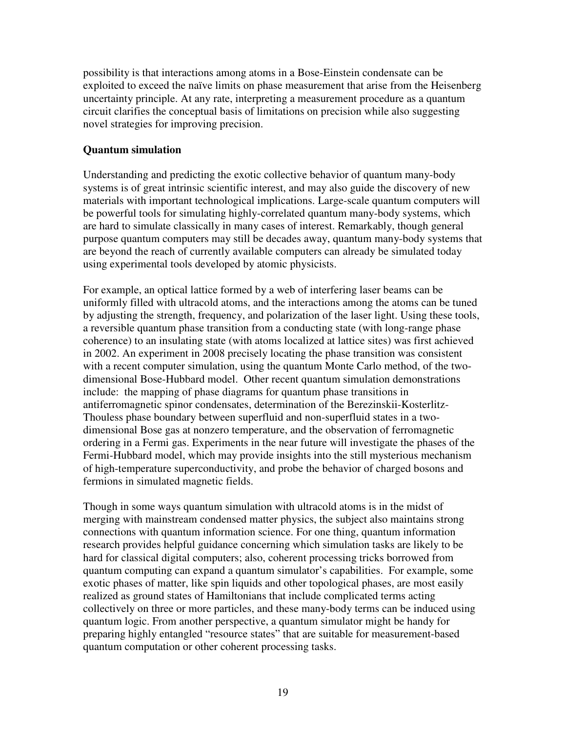possibility is that interactions among atoms in a Bose-Einstein condensate can be exploited to exceed the naïve limits on phase measurement that arise from the Heisenberg uncertainty principle. At any rate, interpreting a measurement procedure as a quantum circuit clarifies the conceptual basis of limitations on precision while also suggesting novel strategies for improving precision.

### Quantum simulation

Understanding and predicting the exotic collective behavior of quantum many-body systems is of great intrinsic scientific interest, and may also guide the discovery of new materials with important technological implications. Large-scale quantum computers will be powerful tools for simulating highly-correlated quantum many-body systems, which are hard to simulate classically in many cases of interest. Remarkably, though general purpose quantum computers may still be decades away, quantum many-body systems that are beyond the reach of currently available computers can already be simulated today using experimental tools developed by atomic physicists.

For example, an optical lattice formed by a web of interfering laser beams can be uniformly filled with ultracold atoms, and the interactions among the atoms can be tuned by adjusting the strength, frequency, and polarization of the laser light. Using these tools, a reversible quantum phase transition from a conducting state (with long-range phase coherence) to an insulating state (with atoms localized at lattice sites) was first achieved in 2002. An experiment in 2008 precisely locating the phase transition was consistent with a recent computer simulation, using the quantum Monte Carlo method, of the two-dimensional Bose-Hubbard model. Other recent quantum simulation demonstrations include: the mapping of phase diagrams for quantum phase transitions in antiferromagnetic spinor condensates, determination of the Berezinskii-Kosterlitz-Thouless phase boundary between superfluid and non-superfluid states in a two-dimensional Bose gas at nonzero temperature, and the observation of ferromagnetic ordering in a Fermi gas. Experiments in the near future will investigate the phases of the Fermi-Hubbard model, which may provide insights into the still mysterious mechanism of high-temperature superconductivity, and probe the behavior of charged bosons and fermions in simulated magnetic fields.

Though in some ways quantum simulation with ultracold atoms is in the midst of merging with mainstream condensed matter physics, the subject also maintains strong connections with quantum information science. For one thing, quantum information research provides helpful guidance concerning which simulation tasks are likely to be hard for classical digital computers; also, coherent processing tricks borrowed from quantum computing can expand a quantum simulator's capabilities. For example, some exotic phases of matter, like spin liquids and other topological phases, are most easily realized as ground states of Hamiltonians that include complicated terms acting collectively on three or more particles, and these many-body terms can be induced using quantum logic. From another perspective, a quantum simulator might be handy for preparing highly entangled "resource states" that are suitable for measurement-based quantum computation or other coherent processing tasks.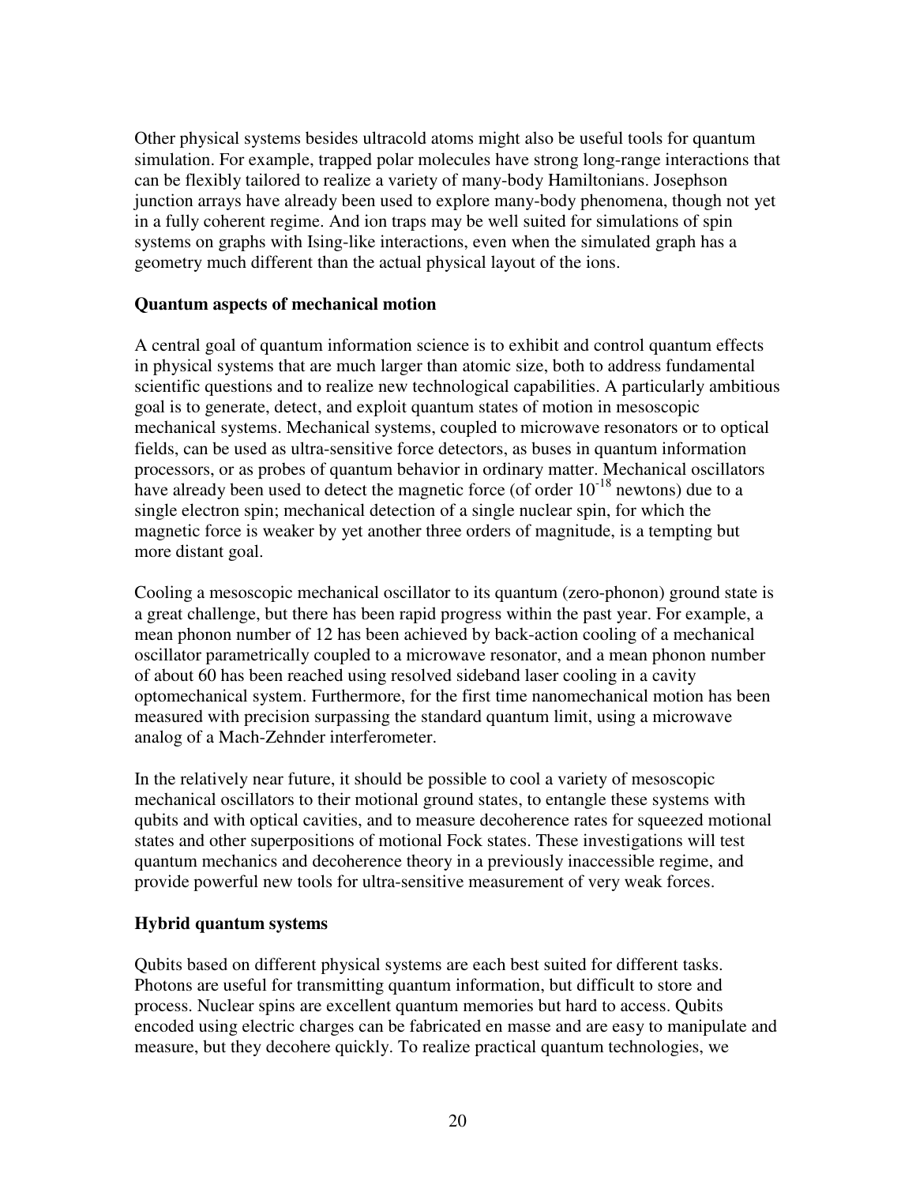Other physical systems besides ultracold atoms might also be useful tools for quantum simulation. For example, trapped polar molecules have strong long-range interactions that can be flexibly tailored to realize a variety of many-body Hamiltonians. Josephson junction arrays have already been used to explore many-body phenomena, though not yet in a fully coherent regime. And ion traps may be well suited for simulations of spin systems on graphs with Ising-like interactions, even when the simulated graph has a geometry much different than the actual physical layout of the ions.

**Quantum aspects of mechanical motion**

A central goal of quantum information science is to exhibit and control quantum effects in physical systems that are much larger than atomic size, both to address fundamental scientific questions and to realize new technological capabilities. A particularly ambitious goal is to generate, detect, and exploit quantum states of motion in mesoscopic mechanical systems. Mechanical systems, coupled to microwave resonators or to optical fields, can be used as ultra-sensitive force detectors, as buses in quantum information processors, or as probes of quantum behavior in ordinary matter. Mechanical oscillators have already been used to detect the magnetic force (of order $10^{-18}$ newtons) due to a single electron spin; mechanical detection of a single nuclear spin, for which the magnetic force is weaker by yet another three orders of magnitude, is a tempting but more distant goal.

Cooling a mesoscopic mechanical oscillator to its quantum (zero-phonon) ground state is a great challenge, but there has been rapid progress within the past year. For example, a mean phonon number of 12 has been achieved by back-action cooling of a mechanical oscillator parametrically coupled to a microwave resonator, and a mean phonon number of about 60 has been reached using resolved sideband laser cooling in a cavity optomechanical system. Furthermore, for the first time nanomechanical motion has been measured with precision surpassing the standard quantum limit, using a microwave analog of a Mach-Zehnder interferometer.

In the relatively near future, it should be possible to cool a variety of mesoscopic mechanical oscillators to their motional ground states, to entangle these systems with qubits and with optical cavities, and to measure decoherence rates for squeezed motional states and other superpositions of motional Fock states. These investigations will test quantum mechanics and decoherence theory in a previously inaccessible regime, and provide powerful new tools for ultra-sensitive measurement of very weak forces.

**Hybrid quantum systems**

Qubits based on different physical systems are each best suited for different tasks. Photons are useful for transmitting quantum information, but difficult to store and process. Nuclear spins are excellent quantum memories but hard to access. Qubits encoded using electric charges can be fabricated en masse and are easy to manipulate and measure, but they decohere quickly. To realize practical quantum technologies, we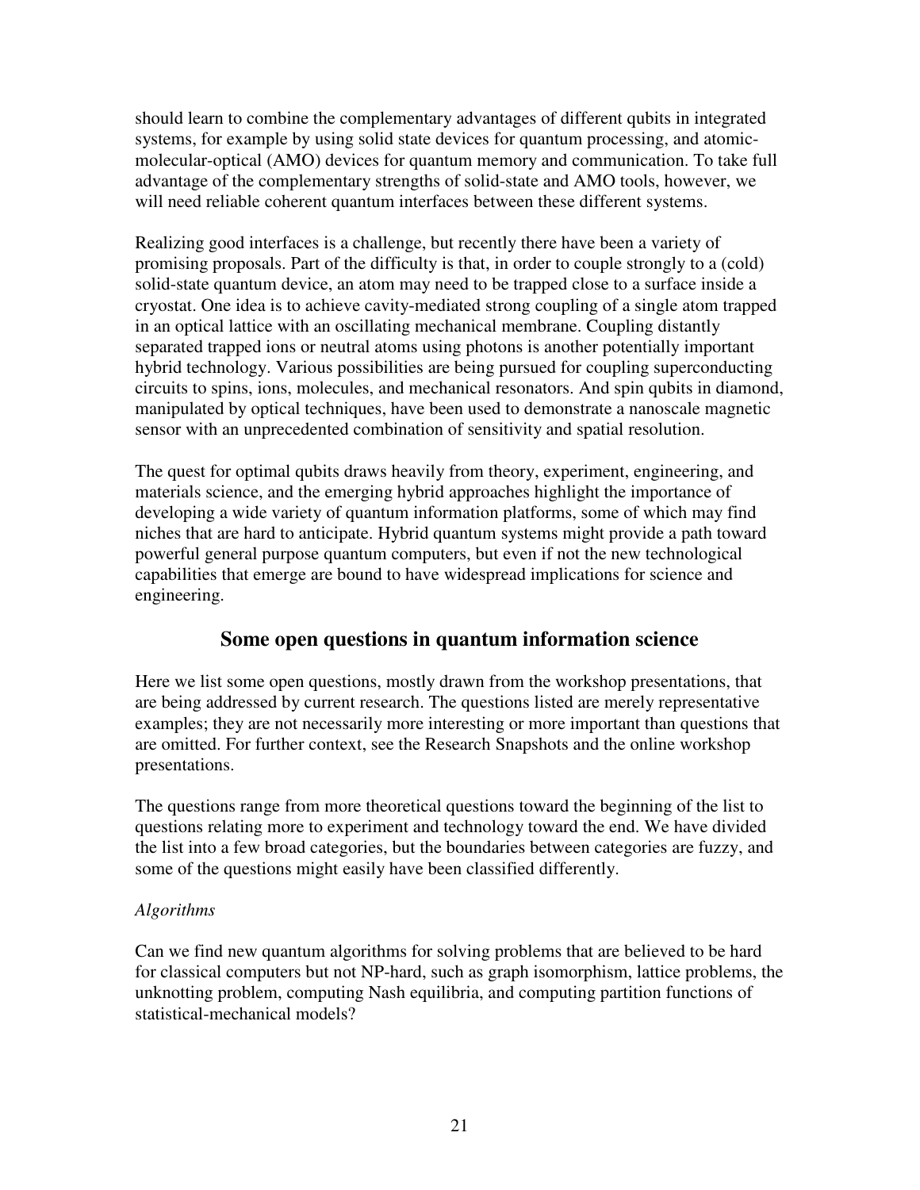should learn to combine the complementary advantages of different qubits in integrated systems, for example by using solid state devices for quantum processing, and atomic-molecular-optical (AMO) devices for quantum memory and communication. To take full advantage of the complementary strengths of solid-state and AMO tools, however, we will need reliable coherent quantum interfaces between these different systems.

Realizing good interfaces is a challenge, but recently there have been a variety of promising proposals. Part of the difficulty is that, in order to couple strongly to a (cold) solid-state quantum device, an atom may need to be trapped close to a surface inside a cryostat. One idea is to achieve cavity-mediated strong coupling of a single atom trapped in an optical lattice with an oscillating mechanical membrane. Coupling distantly separated trapped ions or neutral atoms using photons is another potentially important hybrid technology. Various possibilities are being pursued for coupling superconducting circuits to spins, ions, molecules, and mechanical resonators. And spin qubits in diamond, manipulated by optical techniques, have been used to demonstrate a nanoscale magnetic sensor with an unprecedented combination of sensitivity and spatial resolution.

The quest for optimal qubits draws heavily from theory, experiment, engineering, and materials science, and the emerging hybrid approaches highlight the importance of developing a wide variety of quantum information platforms, some of which may find niches that are hard to anticipate. Hybrid quantum systems might provide a path toward powerful general purpose quantum computers, but even if not the new technological capabilities that emerge are bound to have widespread implications for science and engineering.

## Some open questions in quantum information science

Here we list some open questions, mostly drawn from the workshop presentations, that are being addressed by current research. The questions listed are merely representative examples; they are not necessarily more interesting or more important than questions that are omitted. For further context, see the Research Snapshots and the online workshop presentations.

The questions range from more theoretical questions toward the beginning of the list to questions relating more to experiment and technology toward the end. We have divided the list into a few broad categories, but the boundaries between categories are fuzzy, and some of the questions might easily have been classified differently.

*Algorithms*

Can we find new quantum algorithms for solving problems that are believed to be hard for classical computers but not NP-hard, such as graph isomorphism, lattice problems, the unknotting problem, computing Nash equilibria, and computing partition functions of statistical-mechanical models?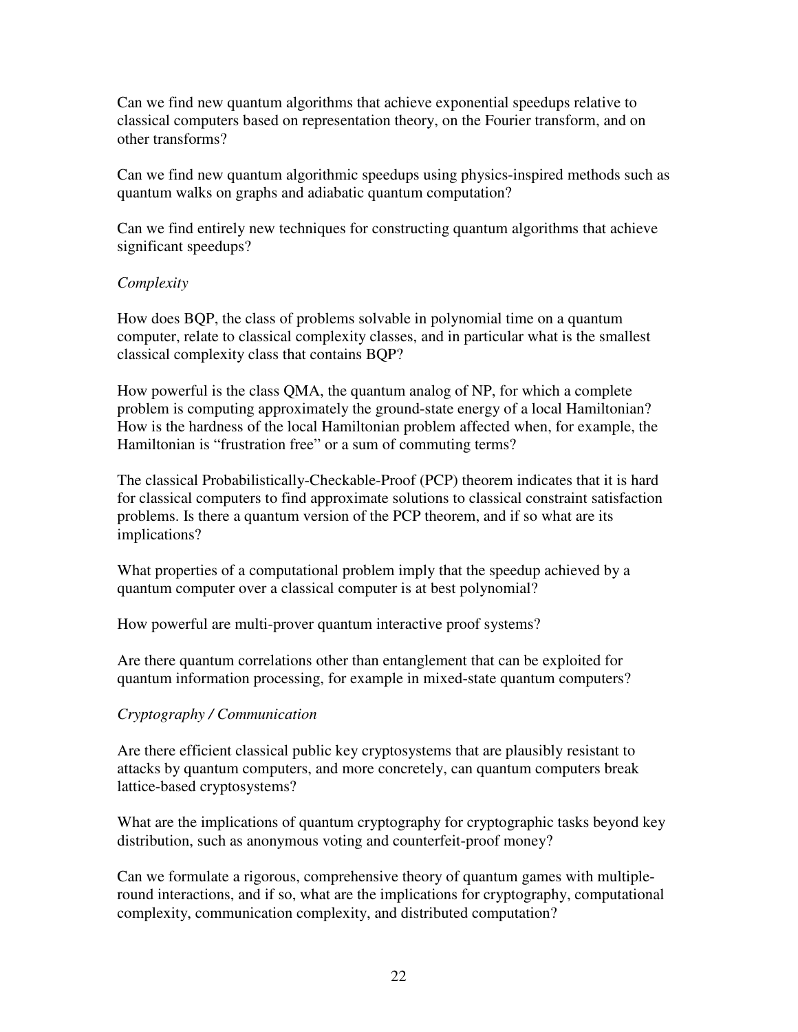Can we find new quantum algorithms that achieve exponential speedups relative to classical computers based on representation theory, on the Fourier transform, and on other transforms?

Can we find new quantum algorithmic speedups using physics-inspired methods such as quantum walks on graphs and adiabatic quantum computation?

Can we find entirely new techniques for constructing quantum algorithms that achieve significant speedups?

*Complexity*

How does BQP, the class of problems solvable in polynomial time on a quantum computer, relate to classical complexity classes, and in particular what is the smallest classical complexity class that contains BQP?

How powerful is the class QMA, the quantum analog of NP, for which a complete problem is computing approximately the ground-state energy of a local Hamiltonian? How is the hardness of the local Hamiltonian problem affected when, for example, the Hamiltonian is "frustration free" or a sum of commuting terms?

The classical Probabilistically-Checkable-Proof (PCP) theorem indicates that it is hard for classical computers to find approximate solutions to classical constraint satisfaction problems. Is there a quantum version of the PCP theorem, and if so what are its implications?

What properties of a computational problem imply that the speedup achieved by a quantum computer over a classical computer is at best polynomial?

How powerful are multi-prover quantum interactive proof systems?

Are there quantum correlations other than entanglement that can be exploited for quantum information processing, for example in mixed-state quantum computers?

*Cryptography / Communication*

Are there efficient classical public key cryptosystems that are plausibly resistant to attacks by quantum computers, and more concretely, can quantum computers break lattice-based cryptosystems?

What are the implications of quantum cryptography for cryptographic tasks beyond key distribution, such as anonymous voting and counterfeit-proof money?

Can we formulate a rigorous, comprehensive theory of quantum games with multiple-round interactions, and if so, what are the implications for cryptography, computational complexity, communication complexity, and distributed computation?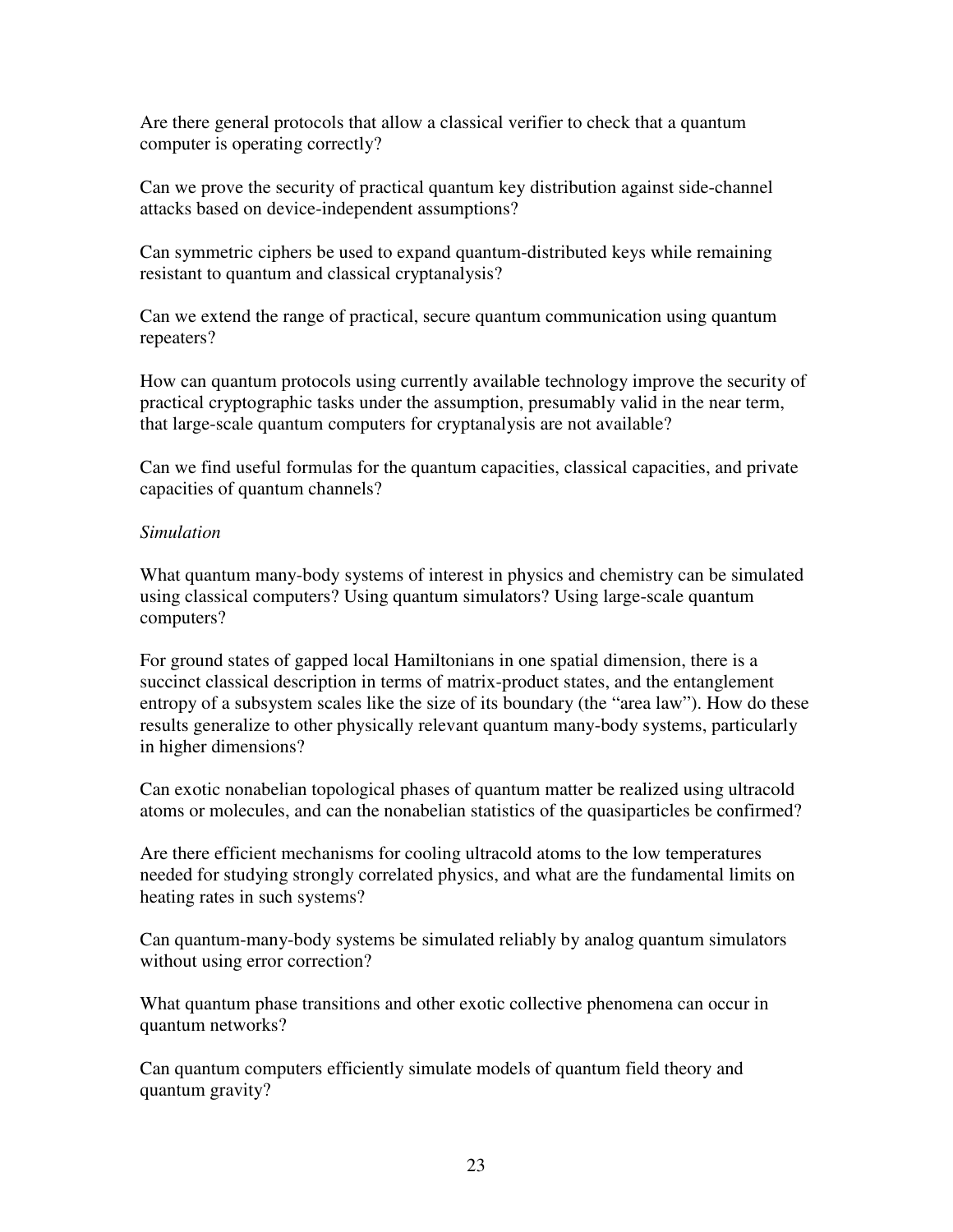Are there general protocols that allow a classical verifier to check that a quantum computer is operating correctly?

Can we prove the security of practical quantum key distribution against side-channel attacks based on device-independent assumptions?

Can symmetric ciphers be used to expand quantum-distributed keys while remaining resistant to quantum and classical cryptanalysis?

Can we extend the range of practical, secure quantum communication using quantum repeaters?

How can quantum protocols using currently available technology improve the security of practical cryptographic tasks under the assumption, presumably valid in the near term, that large-scale quantum computers for cryptanalysis are not available?

Can we find useful formulas for the quantum capacities, classical capacities, and private capacities of quantum channels?

*Simulation*

What quantum many-body systems of interest in physics and chemistry can be simulated using classical computers? Using quantum simulators? Using large-scale quantum computers?

For ground states of gapped local Hamiltonians in one spatial dimension, there is a succinct classical description in terms of matrix-product states, and the entanglement entropy of a subsystem scales like the size of its boundary (the "area law"). How do these results generalize to other physically relevant quantum many-body systems, particularly in higher dimensions?

Can exotic nonabelian topological phases of quantum matter be realized using ultracold atoms or molecules, and can the nonabelian statistics of the quasiparticles be confirmed?

Are there efficient mechanisms for cooling ultracold atoms to the low temperatures needed for studying strongly correlated physics, and what are the fundamental limits on heating rates in such systems?

Can quantum-many-body systems be simulated reliably by analog quantum simulators without using error correction?

What quantum phase transitions and other exotic collective phenomena can occur in quantum networks?

Can quantum computers efficiently simulate models of quantum field theory and quantum gravity?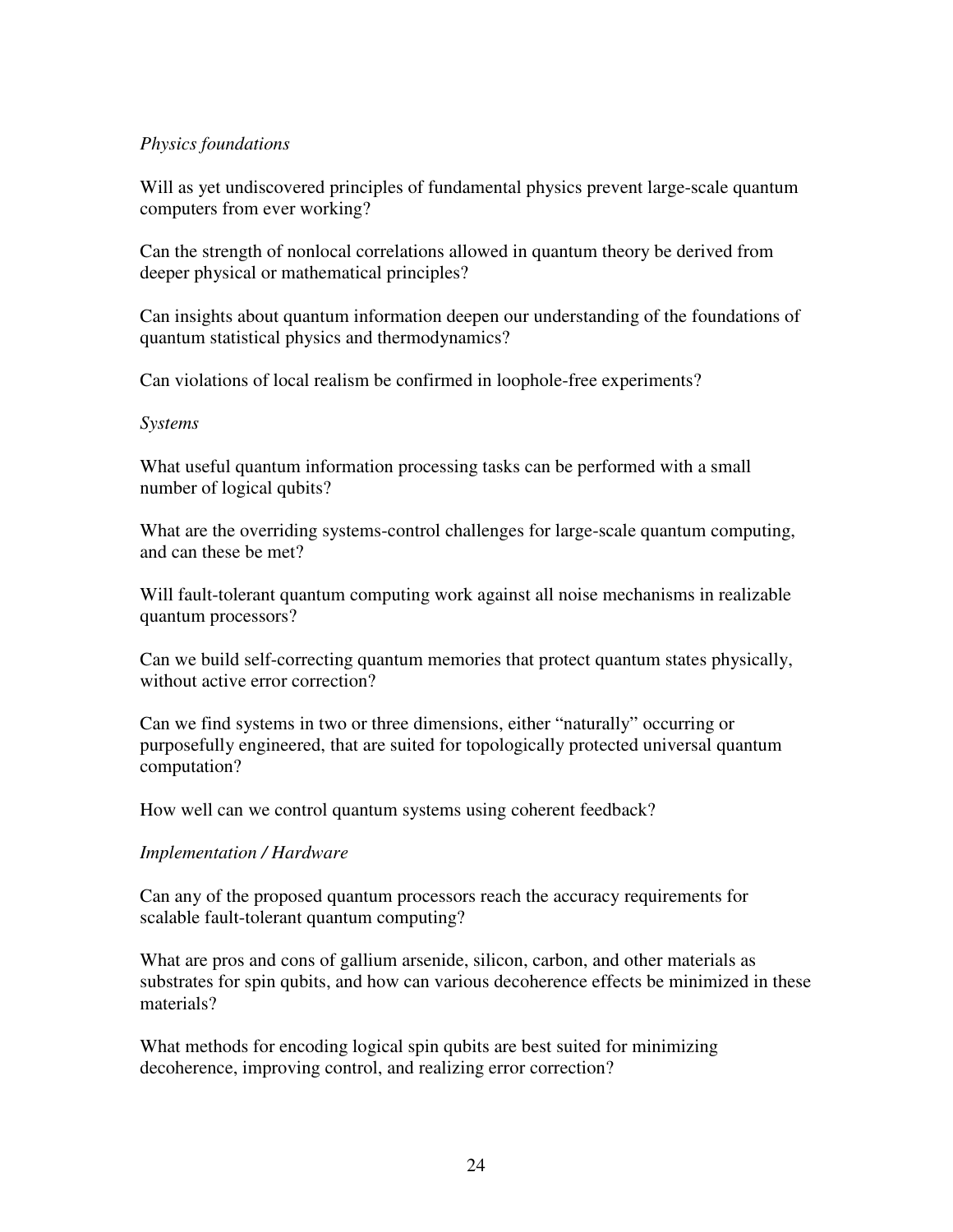*Physics foundations*

Will as yet undiscovered principles of fundamental physics prevent large-scale quantum computers from ever working?

Can the strength of nonlocal correlations allowed in quantum theory be derived from deeper physical or mathematical principles?

Can insights about quantum information deepen our understanding of the foundations of quantum statistical physics and thermodynamics?

Can violations of local realism be confirmed in loophole-free experiments?

*Systems*

What useful quantum information processing tasks can be performed with a small number of logical qubits?

What are the overriding systems-control challenges for large-scale quantum computing, and can these be met?

Will fault-tolerant quantum computing work against all noise mechanisms in realizable quantum processors?

Can we build self-correcting quantum memories that protect quantum states physically, without active error correction?

Can we find systems in two or three dimensions, either "naturally" occurring or purposefully engineered, that are suited for topologically protected universal quantum computation?

How well can we control quantum systems using coherent feedback?

*Implementation / Hardware*

Can any of the proposed quantum processors reach the accuracy requirements for scalable fault-tolerant quantum computing?

What are pros and cons of gallium arsenide, silicon, carbon, and other materials as substrates for spin qubits, and how can various decoherence effects be minimized in these materials?

What methods for encoding logical spin qubits are best suited for minimizing decoherence, improving control, and realizing error correction?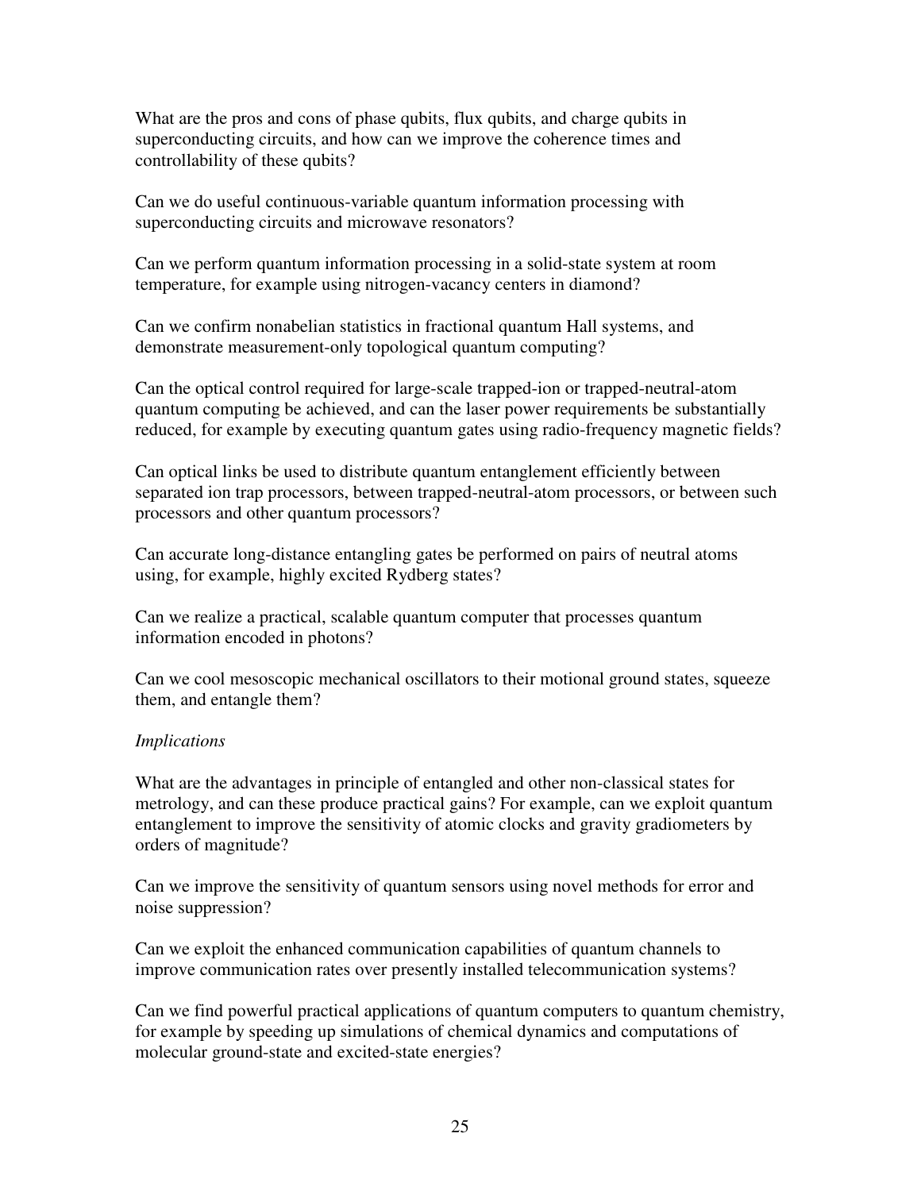What are the pros and cons of phase qubits, flux qubits, and charge qubits in superconducting circuits, and how can we improve the coherence times and controllability of these qubits?

Can we do useful continuous-variable quantum information processing with superconducting circuits and microwave resonators?

Can we perform quantum information processing in a solid-state system at room temperature, for example using nitrogen-vacancy centers in diamond?

Can we confirm nonabelian statistics in fractional quantum Hall systems, and demonstrate measurement-only topological quantum computing?

Can the optical control required for large-scale trapped-ion or trapped-neutral-atom quantum computing be achieved, and can the laser power requirements be substantially reduced, for example by executing quantum gates using radio-frequency magnetic fields?

Can optical links be used to distribute quantum entanglement efficiently between separated ion trap processors, between trapped-neutral-atom processors, or between such processors and other quantum processors?

Can accurate long-distance entangling gates be performed on pairs of neutral atoms using, for example, highly excited Rydberg states?

Can we realize a practical, scalable quantum computer that processes quantum information encoded in photons?

Can we cool mesoscopic mechanical oscillators to their motional ground states, squeeze them, and entangle them?

*Implications*

What are the advantages in principle of entangled and other non-classical states for metrology, and can these produce practical gains? For example, can we exploit quantum entanglement to improve the sensitivity of atomic clocks and gravity gradiometers by orders of magnitude?

Can we improve the sensitivity of quantum sensors using novel methods for error and noise suppression?

Can we exploit the enhanced communication capabilities of quantum channels to improve communication rates over presently installed telecommunication systems?

Can we find powerful practical applications of quantum computers to quantum chemistry, for example by speeding up simulations of chemical dynamics and computations of molecular ground-state and excited-state energies?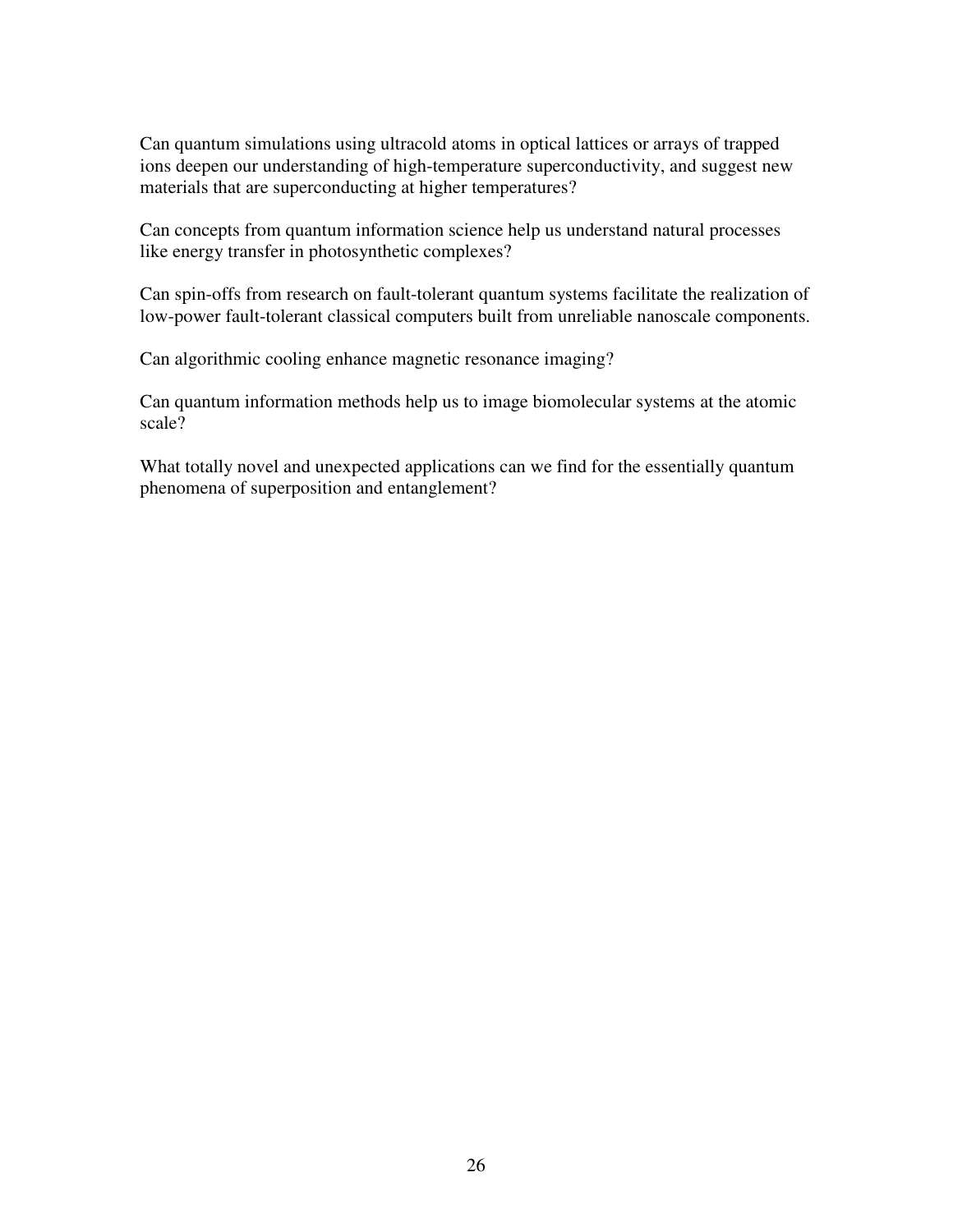Can quantum simulations using ultracold atoms in optical lattices or arrays of trapped ions deepen our understanding of high-temperature superconductivity, and suggest new materials that are superconducting at higher temperatures?

Can concepts from quantum information science help us understand natural processes like energy transfer in photosynthetic complexes?

Can spin-offs from research on fault-tolerant quantum systems facilitate the realization of low-power fault-tolerant classical computers built from unreliable nanoscale components.

Can algorithmic cooling enhance magnetic resonance imaging?

Can quantum information methods help us to image biomolecular systems at the atomic scale?

What totally novel and unexpected applications can we find for the essentially quantum phenomena of superposition and entanglement?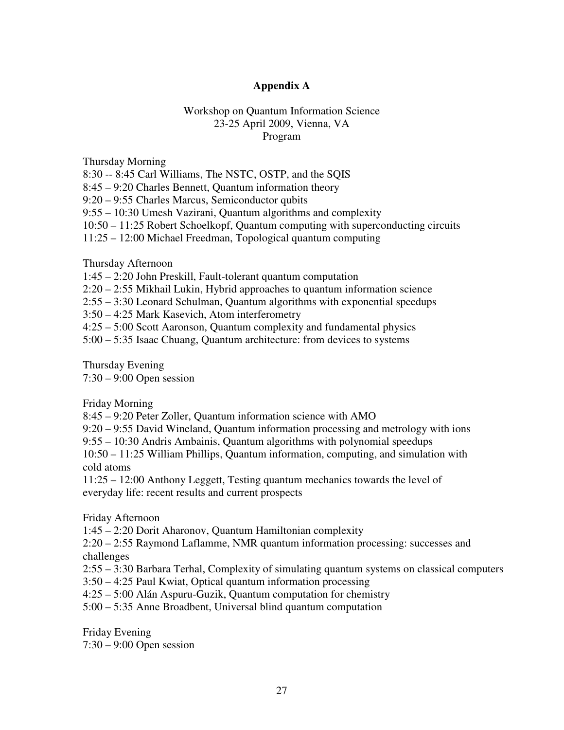# Appendix A

Workshop on Quantum Information Science
23-25 April 2009, Vienna, VA
Program

Thursday Morning

8:30 -- 8:45 Carl Williams, The NSTC, OSTP, and the SQIS
8:45 – 9:20 Charles Bennett, Quantum information theory
9:20 – 9:55 Charles Marcus, Semiconductor qubits
9:55 – 10:30 Umesh Vazirani, Quantum algorithms and complexity
10:50 – 11:25 Robert Schoelkopf, Quantum computing with superconducting circuits
11:25 – 12:00 Michael Freedman, Topological quantum computing

Thursday Afternoon

1:45 – 2:20 John Preskill, Fault-tolerant quantum computation
2:20 – 2:55 Mikhail Lukin, Hybrid approaches to quantum information science
2:55 – 3:30 Leonard Schulman, Quantum algorithms with exponential speedups
3:50 – 4:25 Mark Kasevich, Atom interferometry
4:25 – 5:00 Scott Aaronson, Quantum complexity and fundamental physics
5:00 – 5:35 Isaac Chuang, Quantum architecture: from devices to systems

Thursday Evening

7:30 – 9:00 Open session

Friday Morning

8:45 – 9:20 Peter Zoller, Quantum information science with AMO
9:20 – 9:55 David Wineland, Quantum information processing and metrology with ions
9:55 – 10:30 Andris Ambainis, Quantum algorithms with polynomial speedups
10:50 – 11:25 William Phillips, Quantum information, computing, and simulation with cold atoms
11:25 – 12:00 Anthony Leggett, Testing quantum mechanics towards the level of everyday life: recent results and current prospects

Friday Afternoon

1:45 – 2:20 Dorit Aharonov, Quantum Hamiltonian complexity
2:20 – 2:55 Raymond Laflamme, NMR quantum information processing: successes and challenges
2:55 – 3:30 Barbara Terhal, Complexity of simulating quantum systems on classical computers
3:50 – 4:25 Paul Kwiat, Optical quantum information processing
4:25 – 5:00 Alán Aspuru-Guzik, Quantum computation for chemistry
5:00 – 5:35 Anne Broadbent, Universal blind quantum computation

Friday Evening

7:30 – 9:00 Open session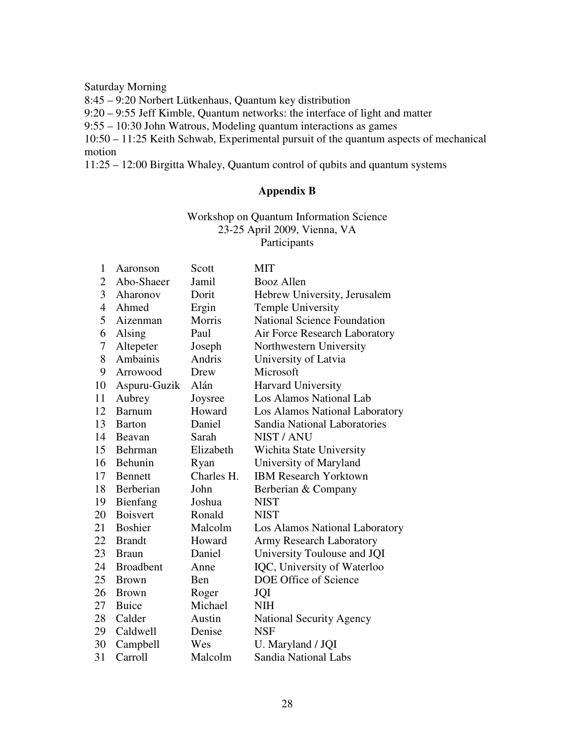Saturday Morning

8:45 – 9:20 Norbert Lütkenhaus, Quantum key distribution

9:20 – 9:55 Jeff Kimble, Quantum networks: the interface of light and matter

9:55 – 10:30 John Watrous, Modeling quantum interactions as games

10:50 – 11:25 Keith Schwab, Experimental pursuit of the quantum aspects of mechanical motion

11:25 – 12:00 Birgitta Whaley, Quantum control of qubits and quantum systems

## Appendix B

Workshop on Quantum Information Science
23-25 April 2009, Vienna, VA
Participants

| | | | |
|---|---|---|---|
| 1 | Aaronson | Scott | MIT |
| 2 | Abo-Shaeer | Jamil | Booz Allen |
| 3 | Aharonov | Dorit | Hebrew University, Jerusalem |
| 4 | Ahmed | Ergin | Temple University |
| 5 | Aizenman | Morris | National Science Foundation |
| 6 | Alsing | Paul | Air Force Research Laboratory |
| 7 | Altepeter | Joseph | Northwestern University |
| 8 | Ambainis | Andris | University of Latvia |
| 9 | Arrowood | Drew | Microsoft |
| 10 | Aspuru-Guzik | Alán | Harvard University |
| 11 | Aubrey | Joysree | Los Alamos National Lab |
| 12 | Barnum | Howard | Los Alamos National Laboratory |
| 13 | Barton | Daniel | Sandia National Laboratories |
| 14 | Beavan | Sarah | NIST / ANU |
| 15 | Behrman | Elizabeth | Wichita State University |
| 16 | Behunin | Ryan | University of Maryland |
| 17 | Bennett | Charles H. | IBM Research Yorktown |
| 18 | Berberian | John | Berberian & Company |
| 19 | Bienfang | Joshua | NIST |
| 20 | Boisvert | Ronald | NIST |
| 21 | Boshier | Malcolm | Los Alamos National Laboratory |
| 22 | Brandt | Howard | Army Research Laboratory |
| 23 | Braun | Daniel | University Toulouse and JQI |
| 24 | Broadbent | Anne | IQC, University of Waterloo |
| 25 | Brown | Ben | DOE Office of Science |
| 26 | Brown | Roger | JQI |
| 27 | Buice | Michael | NIH |
| 28 | Calder | Austin | National Security Agency |
| 29 | Caldwell | Denise | NSF |
| 30 | Campbell | Wes | U. Maryland / JQI |
| 31 | Carroll | Malcolm | Sandia National Labs |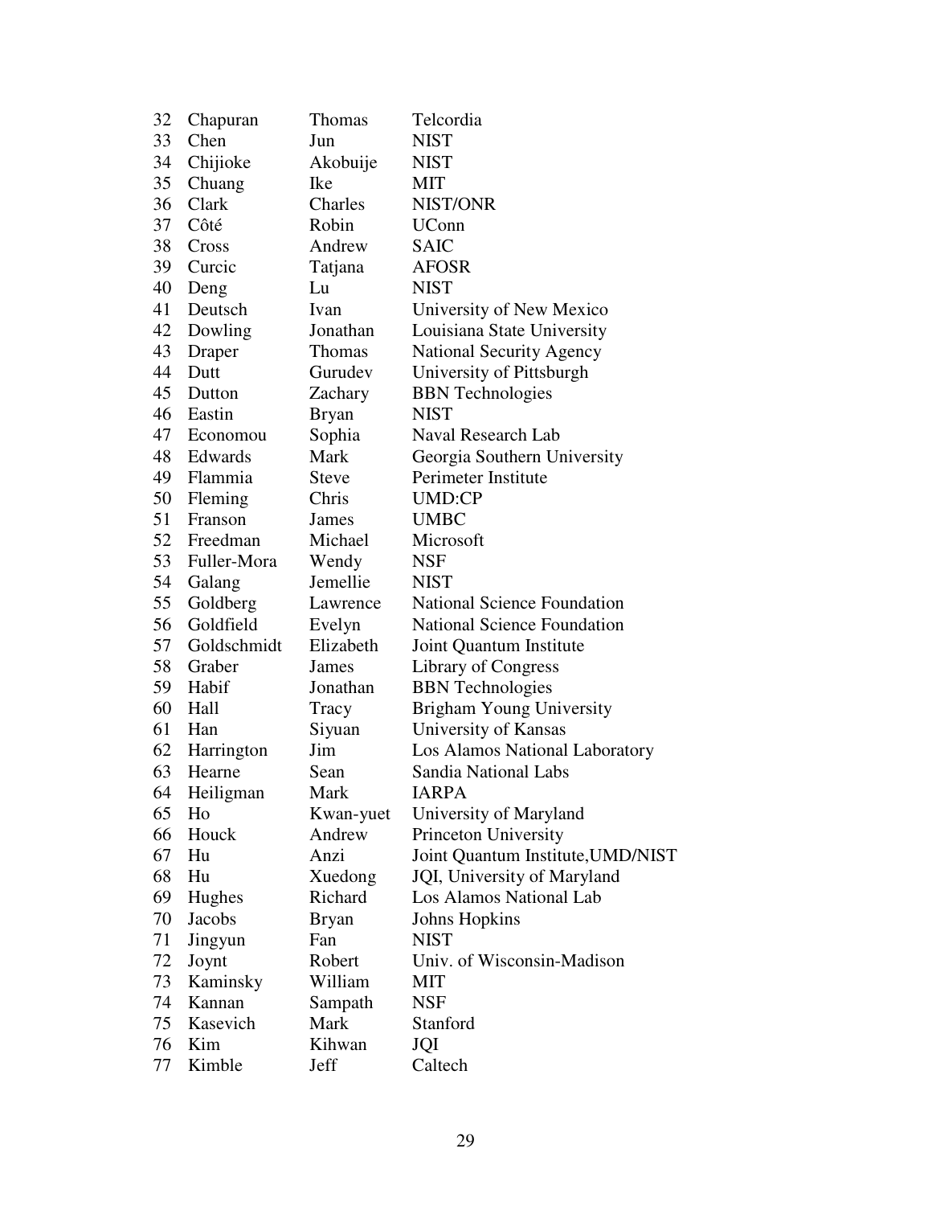| | | | |
|---|---|---|---|
| 32 | Chapuran | Thomas | Telcordia |
| 33 | Chen | Jun | NIST |
| 34 | Chijioke | Akobuije | NIST |
| 35 | Chuang | Ike | MIT |
| 36 | Clark | Charles | NIST/ONR |
| 37 | Côté | Robin | UConn |
| 38 | Cross | Andrew | SAIC |
| 39 | Curcic | Tatjana | AFOSR |
| 40 | Deng | Lu | NIST |
| 41 | Deutsch | Ivan | University of New Mexico |
| 42 | Dowling | Jonathan | Louisiana State University |
| 43 | Draper | Thomas | National Security Agency |
| 44 | Dutt | Gurudev | University of Pittsburgh |
| 45 | Dutton | Zachary | BBN Technologies |
| 46 | Eastin | Bryan | NIST |
| 47 | Economou | Sophia | Naval Research Lab |
| 48 | Edwards | Mark | Georgia Southern University |
| 49 | Flammia | Steve | Perimeter Institute |
| 50 | Fleming | Chris | UMD:CP |
| 51 | Franson | James | UMBC |
| 52 | Freedman | Michael | Microsoft |
| 53 | Fuller-Mora | Wendy | NSF |
| 54 | Galang | Jemellie | NIST |
| 55 | Goldberg | Lawrence | National Science Foundation |
| 56 | Goldfield | Evelyn | National Science Foundation |
| 57 | Goldschmidt | Elizabeth | Joint Quantum Institute |
| 58 | Graber | James | Library of Congress |
| 59 | Habif | Jonathan | BBN Technologies |
| 60 | Hall | Tracy | Brigham Young University |
| 61 | Han | Siyuan | University of Kansas |
| 62 | Harrington | Jim | Los Alamos National Laboratory |
| 63 | Hearne | Sean | Sandia National Labs |
| 64 | Heiligman | Mark | IARPA |
| 65 | Ho | Kwan-yuet | University of Maryland |
| 66 | Houck | Andrew | Princeton University |
| 67 | Hu | Anzi | Joint Quantum Institute,UMD/NIST |
| 68 | Hu | Xuedong | JQI, University of Maryland |
| 69 | Hughes | Richard | Los Alamos National Lab |
| 70 | Jacobs | Bryan | Johns Hopkins |
| 71 | Jingyun | Fan | NIST |
| 72 | Joynt | Robert | Univ. of Wisconsin-Madison |
| 73 | Kaminsky | William | MIT |
| 74 | Kannan | Sampath | NSF |
| 75 | Kasevich | Mark | Stanford |
| 76 | Kim | Kihwan | JQI |
| 77 | Kimble | Jeff | Caltech |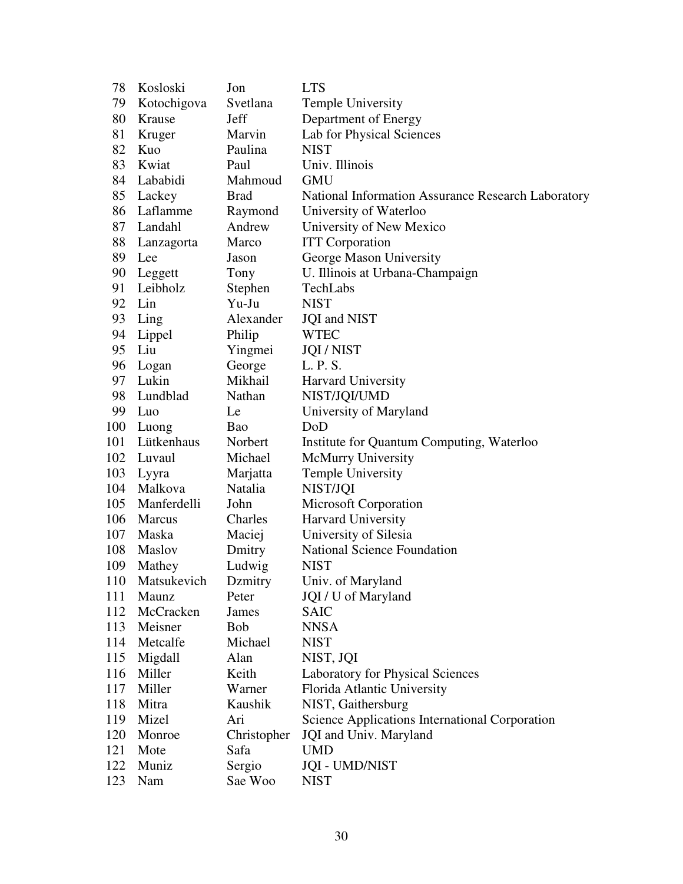| | | | |
|---|---|---|---|
| 78 | Kosloski | Jon | LTS |
| 79 | Kotochigova | Svetlana | Temple University |
| 80 | Krause | Jeff | Department of Energy |
| 81 | Kruger | Marvin | Lab for Physical Sciences |
| 82 | Kuo | Paulina | NIST |
| 83 | Kwiat | Paul | Univ. Illinois |
| 84 | Lababidi | Mahmoud | GMU |
| 85 | Lackey | Brad | National Information Assurance Research Laboratory |
| 86 | Laflamme | Raymond | University of Waterloo |
| 87 | Landahl | Andrew | University of New Mexico |
| 88 | Lanzagorta | Marco | ITT Corporation |
| 89 | Lee | Jason | George Mason University |
| 90 | Leggett | Tony | U. Illinois at Urbana-Champaign |
| 91 | Leibholz | Stephen | TechLabs |
| 92 | Lin | Yu-Ju | NIST |
| 93 | Ling | Alexander | JQI and NIST |
| 94 | Lippel | Philip | WTEC |
| 95 | Liu | Yingmei | JQI / NIST |
| 96 | Logan | George | L. P. S. |
| 97 | Lukin | Mikhail | Harvard University |
| 98 | Lundblad | Nathan | NIST/JQI/UMD |
| 99 | Luo | Le | University of Maryland |
| 100 | Luong | Bao | DoD |
| 101 | Lütkenhaus | Norbert | Institute for Quantum Computing, Waterloo |
| 102 | Luvaul | Michael | McMurry University |
| 103 | Lyyra | Marjatta | Temple University |
| 104 | Malkova | Natalia | NIST/JQI |
| 105 | Manferdelli | John | Microsoft Corporation |
| 106 | Marcus | Charles | Harvard University |
| 107 | Maska | Maciej | University of Silesia |
| 108 | Maslov | Dmitry | National Science Foundation |
| 109 | Mathey | Ludwig | NIST |
| 110 | Matsukevich | Dzmitry | Univ. of Maryland |
| 111 | Maunz | Peter | JQI / U of Maryland |
| 112 | McCracken | James | SAIC |
| 113 | Meisner | Bob | NNSA |
| 114 | Metcalfe | Michael | NIST |
| 115 | Migdall | Alan | NIST, JQI |
| 116 | Miller | Keith | Laboratory for Physical Sciences |
| 117 | Miller | Warner | Florida Atlantic University |
| 118 | Mitra | Kaushik | NIST, Gaithersburg |
| 119 | Mizel | Ari | Science Applications International Corporation |
| 120 | Monroe | Christopher | JQI and Univ. Maryland |
| 121 | Mote | Safa | UMD |
| 122 | Muniz | Sergio | JQI - UMD/NIST |
| 123 | Nam | Sae Woo | NIST |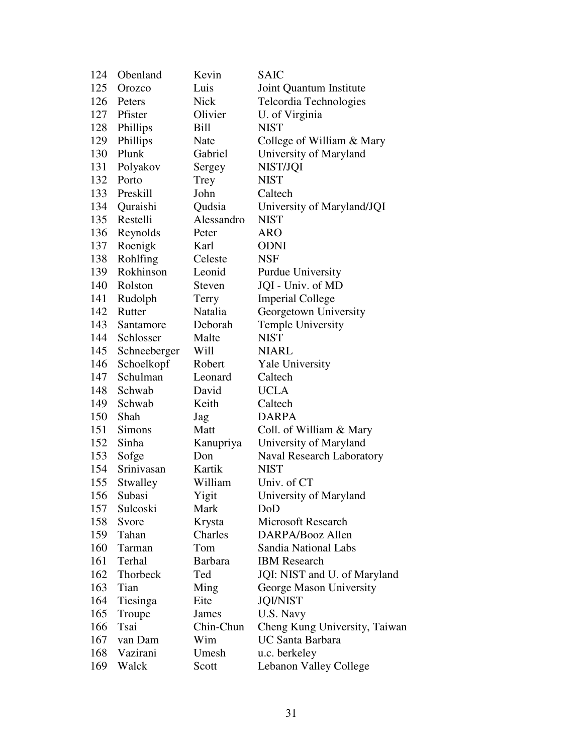| | | | |
|---|---|---|---|
| 124 | Obenland | Kevin | SAIC |
| 125 | Orozco | Luis | Joint Quantum Institute |
| 126 | Peters | Nick | Telcordia Technologies |
| 127 | Pfister | Olivier | U. of Virginia |
| 128 | Phillips | Bill | NIST |
| 129 | Phillips | Nate | College of William & Mary |
| 130 | Plunk | Gabriel | University of Maryland |
| 131 | Polyakov | Sergey | NIST/JQI |
| 132 | Porto | Trey | NIST |
| 133 | Preskill | John | Caltech |
| 134 | Quraishi | Qudsia | University of Maryland/JQI |
| 135 | Restelli | Alessandro | NIST |
| 136 | Reynolds | Peter | ARO |
| 137 | Roenigk | Karl | ODNI |
| 138 | Rohlfing | Celeste | NSF |
| 139 | Rokhinson | Leonid | Purdue University |
| 140 | Rolston | Steven | JQI - Univ. of MD |
| 141 | Rudolph | Terry | Imperial College |
| 142 | Rutter | Natalia | Georgetown University |
| 143 | Santamore | Deborah | Temple University |
| 144 | Schlosser | Malte | NIST |
| 145 | Schneeberger | Will | NIARL |
| 146 | Schoelkopf | Robert | Yale University |
| 147 | Schulman | Leonard | Caltech |
| 148 | Schwab | David | UCLA |
| 149 | Schwab | Keith | Caltech |
| 150 | Shah | Jag | DARPA |
| 151 | Simons | Matt | Coll. of William & Mary |
| 152 | Sinha | Kanupriya | University of Maryland |
| 153 | Sofge | Don | Naval Research Laboratory |
| 154 | Srinivasan | Kartik | NIST |
| 155 | Stwalley | William | Univ. of CT |
| 156 | Subasi | Yigit | University of Maryland |
| 157 | Sulcoski | Mark | DoD |
| 158 | Svore | Krysta | Microsoft Research |
| 159 | Tahan | Charles | DARPA/Booz Allen |
| 160 | Tarman | Tom | Sandia National Labs |
| 161 | Terhal | Barbara | IBM Research |
| 162 | Thorbeck | Ted | JQI: NIST and U. of Maryland |
| 163 | Tian | Ming | George Mason University |
| 164 | Tiesinga | Eite | JQI/NIST |
| 165 | Troupe | James | U.S. Navy |
| 166 | Tsai | Chin-Chun | Cheng Kung University, Taiwan |
| 167 | van Dam | Wim | UC Santa Barbara |
| 168 | Vazirani | Umesh | u.c. berkeley |
| 169 | Walck | Scott | Lebanon Valley College |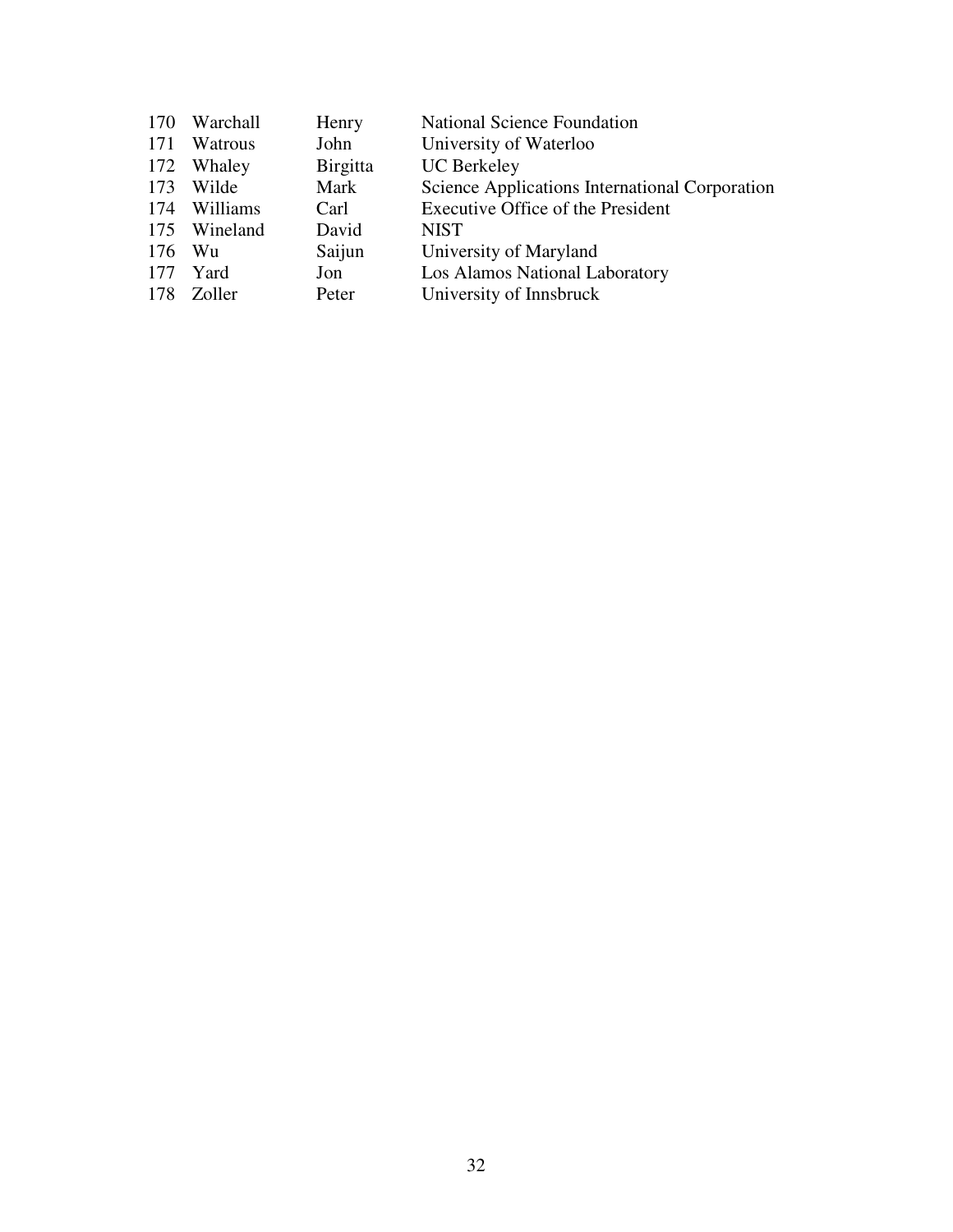| | | | |
|---|---|---|---|
| 170 | Warchall | Henry | National Science Foundation |
| 171 | Watrous | John | University of Waterloo |
| 172 | Whaley | Birgitta | UC Berkeley |
| 173 | Wilde | Mark | Science Applications International Corporation |
| 174 | Williams | Carl | Executive Office of the President |
| 175 | Wineland | David | NIST |
| 176 | Wu | Saijun | University of Maryland |
| 177 | Yard | Jon | Los Alamos National Laboratory |
| 178 | Zoller | Peter | University of Innsbruck |